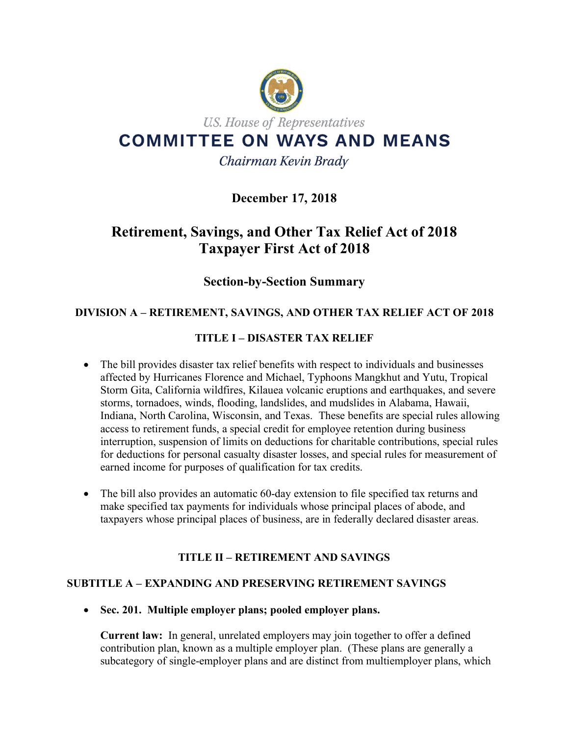U.S. House of Representatives

# COMMITTEE ON WAYS AND MEANS

*Chairman Kevin Brady*

**December 17, 2018**

# Retirement, Savings, and Other Tax Relief Act of 2018
# Taxpayer First Act of 2018

## Section-by-Section Summary

### DIVISION A – RETIREMENT, SAVINGS, AND OTHER TAX RELIEF ACT OF 2018

### TITLE I – DISASTER TAX RELIEF

- The bill provides disaster tax relief benefits with respect to individuals and businesses affected by Hurricanes Florence and Michael, Typhoons Mangkhut and Yutu, Tropical Storm Gita, California wildfires, Kilauea volcanic eruptions and earthquakes, and severe storms, tornadoes, winds, flooding, landslides, and mudslides in Alabama, Hawaii, Indiana, North Carolina, Wisconsin, and Texas. These benefits are special rules allowing access to retirement funds, a special credit for employee retention during business interruption, suspension of limits on deductions for charitable contributions, special rules for deductions for personal casualty disaster losses, and special rules for measurement of earned income for purposes of qualification for tax credits.

- The bill also provides an automatic 60-day extension to file specified tax returns and make specified tax payments for individuals whose principal places of abode, and taxpayers whose principal places of business, are in federally declared disaster areas.

### TITLE II – RETIREMENT AND SAVINGS

### SUBTITLE A – EXPANDING AND PRESERVING RETIREMENT SAVINGS

- **Sec. 201. Multiple employer plans; pooled employer plans.**

  **Current law:** In general, unrelated employers may join together to offer a defined contribution plan, known as a multiple employer plan. (These plans are generally a subcategory of single-employer plans and are distinct from multiemployer plans, which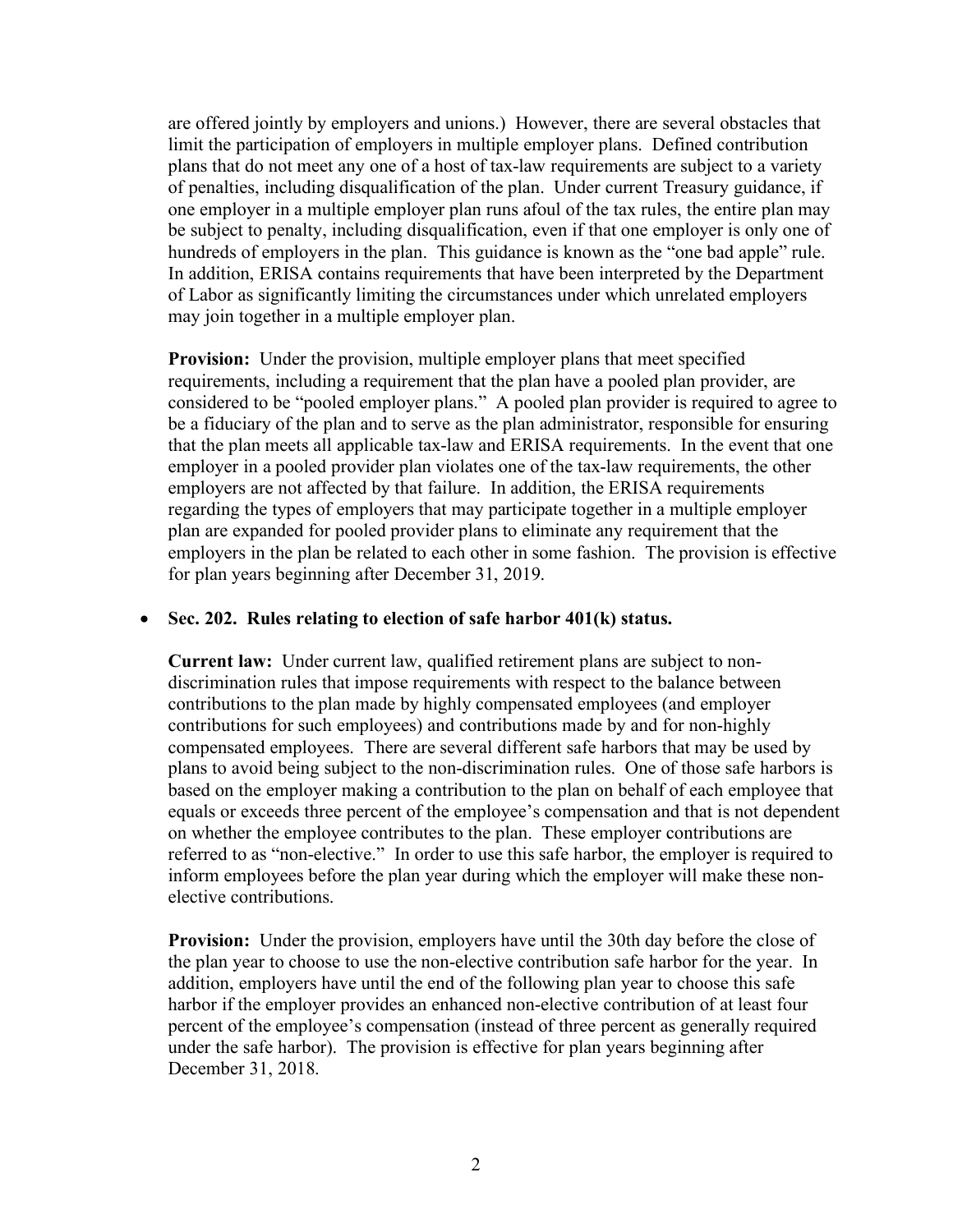are offered jointly by employers and unions.) However, there are several obstacles that limit the participation of employers in multiple employer plans. Defined contribution plans that do not meet any one of a host of tax-law requirements are subject to a variety of penalties, including disqualification of the plan. Under current Treasury guidance, if one employer in a multiple employer plan runs afoul of the tax rules, the entire plan may be subject to penalty, including disqualification, even if that one employer is only one of hundreds of employers in the plan. This guidance is known as the "one bad apple" rule. In addition, ERISA contains requirements that have been interpreted by the Department of Labor as significantly limiting the circumstances under which unrelated employers may join together in a multiple employer plan.

**Provision:** Under the provision, multiple employer plans that meet specified requirements, including a requirement that the plan have a pooled plan provider, are considered to be "pooled employer plans." A pooled plan provider is required to agree to be a fiduciary of the plan and to serve as the plan administrator, responsible for ensuring that the plan meets all applicable tax-law and ERISA requirements. In the event that one employer in a pooled provider plan violates one of the tax-law requirements, the other employers are not affected by that failure. In addition, the ERISA requirements regarding the types of employers that may participate together in a multiple employer plan are expanded for pooled provider plans to eliminate any requirement that the employers in the plan be related to each other in some fashion. The provision is effective for plan years beginning after December 31, 2019.

- **Sec. 202. Rules relating to election of safe harbor 401(k) status.**

  **Current law:** Under current law, qualified retirement plans are subject to non-discrimination rules that impose requirements with respect to the balance between contributions to the plan made by highly compensated employees (and employer contributions for such employees) and contributions made by and for non-highly compensated employees. There are several different safe harbors that may be used by plans to avoid being subject to the non-discrimination rules. One of those safe harbors is based on the employer making a contribution to the plan on behalf of each employee that equals or exceeds three percent of the employee's compensation and that is not dependent on whether the employee contributes to the plan. These employer contributions are referred to as "non-elective." In order to use this safe harbor, the employer is required to inform employees before the plan year during which the employer will make these non-elective contributions.

  **Provision:** Under the provision, employers have until the 30th day before the close of the plan year to choose to use the non-elective contribution safe harbor for the year. In addition, employers have until the end of the following plan year to choose this safe harbor if the employer provides an enhanced non-elective contribution of at least four percent of the employee's compensation (instead of three percent as generally required under the safe harbor). The provision is effective for plan years beginning after December 31, 2018.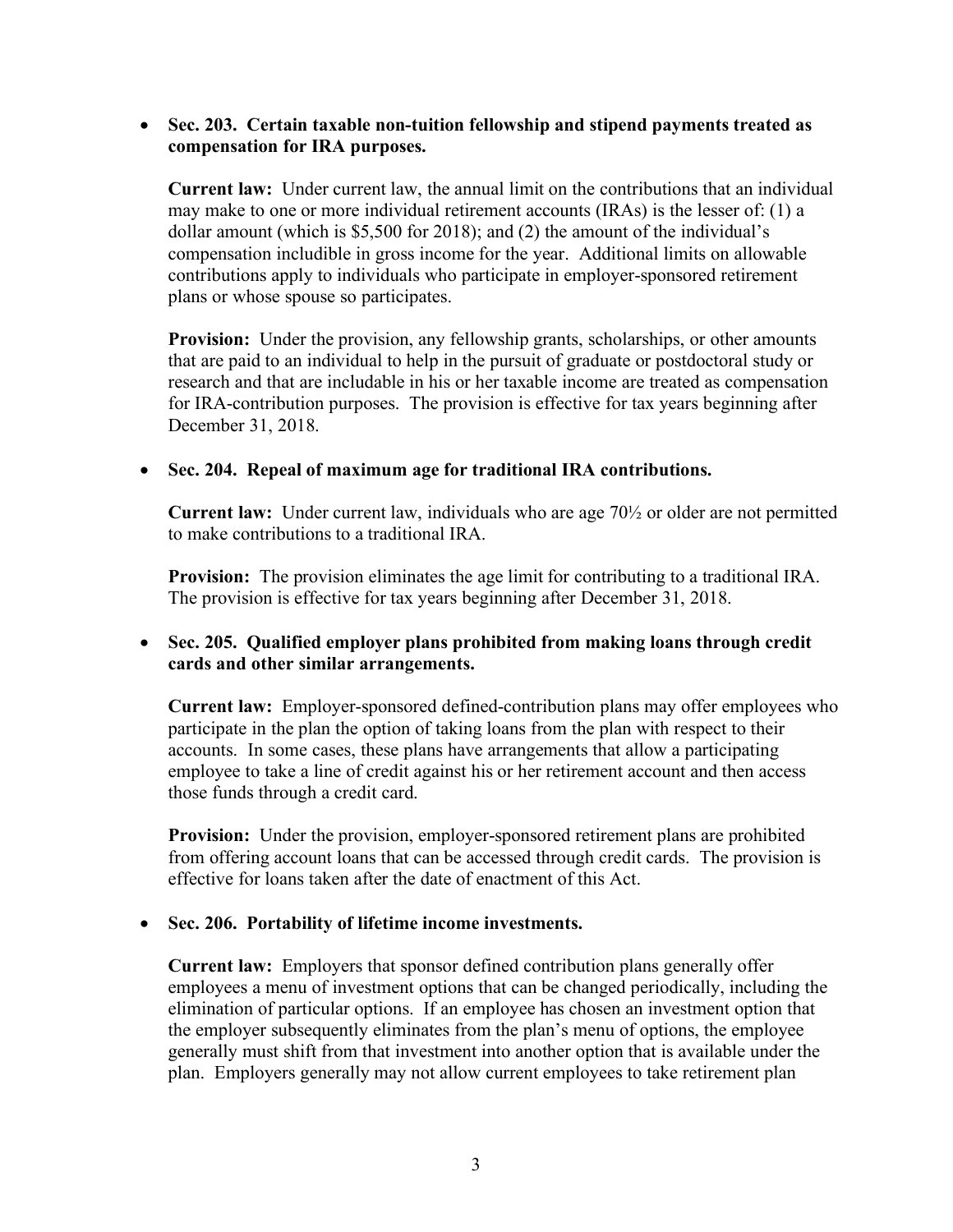- **Sec. 203. Certain taxable non-tuition fellowship and stipend payments treated as compensation for IRA purposes.**

  **Current law:** Under current law, the annual limit on the contributions that an individual may make to one or more individual retirement accounts (IRAs) is the lesser of: (1) a dollar amount (which is $5,500 for 2018); and (2) the amount of the individual's compensation includible in gross income for the year. Additional limits on allowable contributions apply to individuals who participate in employer-sponsored retirement plans or whose spouse so participates.

  **Provision:** Under the provision, any fellowship grants, scholarships, or other amounts that are paid to an individual to help in the pursuit of graduate or postdoctoral study or research and that are includable in his or her taxable income are treated as compensation for IRA-contribution purposes. The provision is effective for tax years beginning after December 31, 2018.

- **Sec. 204. Repeal of maximum age for traditional IRA contributions.**

  **Current law:** Under current law, individuals who are age 70½ or older are not permitted to make contributions to a traditional IRA.

  **Provision:** The provision eliminates the age limit for contributing to a traditional IRA. The provision is effective for tax years beginning after December 31, 2018.

- **Sec. 205. Qualified employer plans prohibited from making loans through credit cards and other similar arrangements.**

  **Current law:** Employer-sponsored defined-contribution plans may offer employees who participate in the plan the option of taking loans from the plan with respect to their accounts. In some cases, these plans have arrangements that allow a participating employee to take a line of credit against his or her retirement account and then access those funds through a credit card.

  **Provision:** Under the provision, employer-sponsored retirement plans are prohibited from offering account loans that can be accessed through credit cards. The provision is effective for loans taken after the date of enactment of this Act.

- **Sec. 206. Portability of lifetime income investments.**

  **Current law:** Employers that sponsor defined contribution plans generally offer employees a menu of investment options that can be changed periodically, including the elimination of particular options. If an employee has chosen an investment option that the employer subsequently eliminates from the plan's menu of options, the employee generally must shift from that investment into another option that is available under the plan. Employers generally may not allow current employees to take retirement plan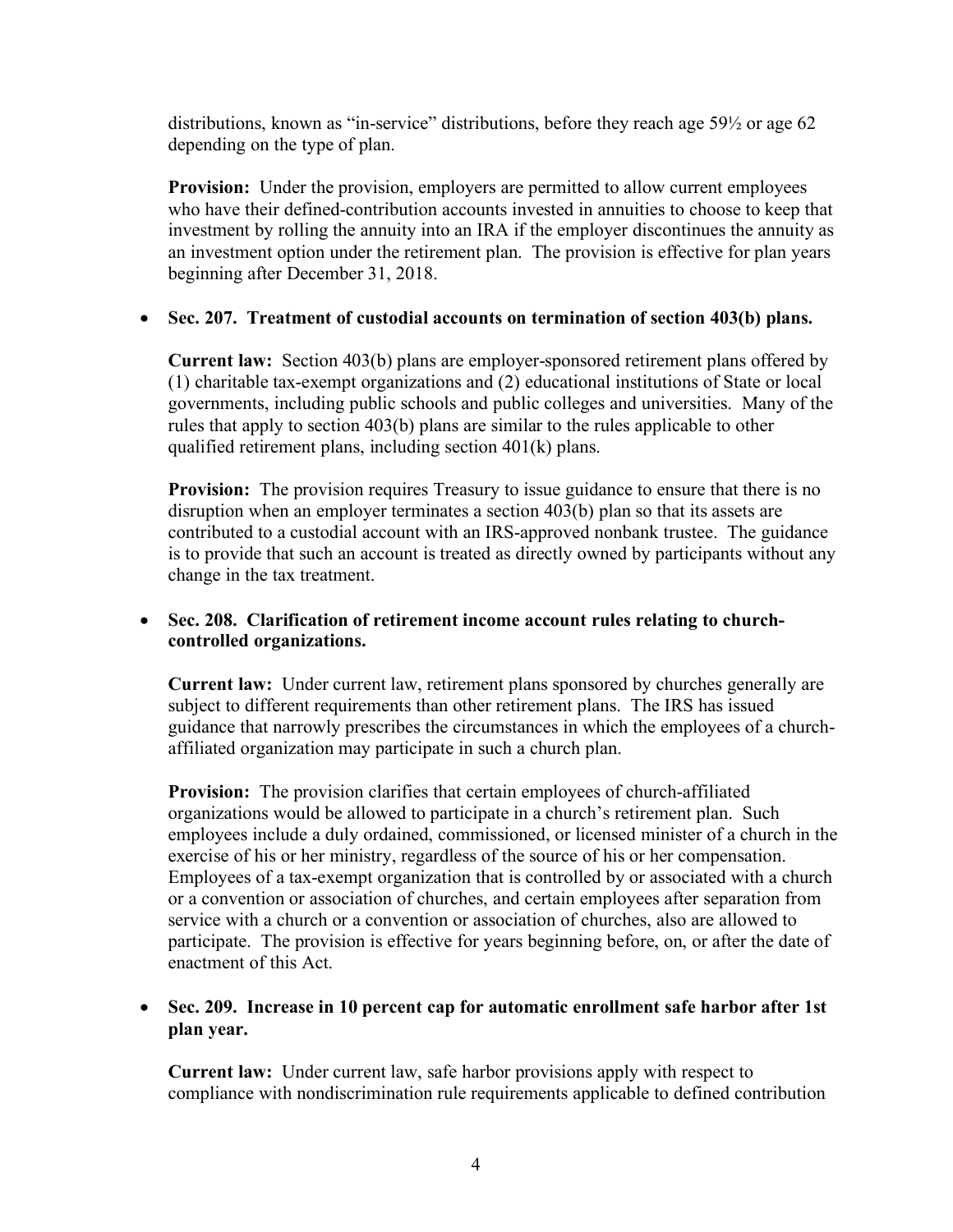distributions, known as "in-service" distributions, before they reach age 59½ or age 62 depending on the type of plan.

**Provision:** Under the provision, employers are permitted to allow current employees who have their defined-contribution accounts invested in annuities to choose to keep that investment by rolling the annuity into an IRA if the employer discontinues the annuity as an investment option under the retirement plan. The provision is effective for plan years beginning after December 31, 2018.

- **Sec. 207. Treatment of custodial accounts on termination of section 403(b) plans.**

  **Current law:** Section 403(b) plans are employer-sponsored retirement plans offered by (1) charitable tax-exempt organizations and (2) educational institutions of State or local governments, including public schools and public colleges and universities. Many of the rules that apply to section 403(b) plans are similar to the rules applicable to other qualified retirement plans, including section 401(k) plans.

  **Provision:** The provision requires Treasury to issue guidance to ensure that there is no disruption when an employer terminates a section 403(b) plan so that its assets are contributed to a custodial account with an IRS-approved nonbank trustee. The guidance is to provide that such an account is treated as directly owned by participants without any change in the tax treatment.

- **Sec. 208. Clarification of retirement income account rules relating to church-controlled organizations.**

  **Current law:** Under current law, retirement plans sponsored by churches generally are subject to different requirements than other retirement plans. The IRS has issued guidance that narrowly prescribes the circumstances in which the employees of a church-affiliated organization may participate in such a church plan.

  **Provision:** The provision clarifies that certain employees of church-affiliated organizations would be allowed to participate in a church's retirement plan. Such employees include a duly ordained, commissioned, or licensed minister of a church in the exercise of his or her ministry, regardless of the source of his or her compensation. Employees of a tax-exempt organization that is controlled by or associated with a church or a convention or association of churches, and certain employees after separation from service with a church or a convention or association of churches, also are allowed to participate. The provision is effective for years beginning before, on, or after the date of enactment of this Act.

- **Sec. 209. Increase in 10 percent cap for automatic enrollment safe harbor after 1st plan year.**

  **Current law:** Under current law, safe harbor provisions apply with respect to compliance with nondiscrimination rule requirements applicable to defined contribution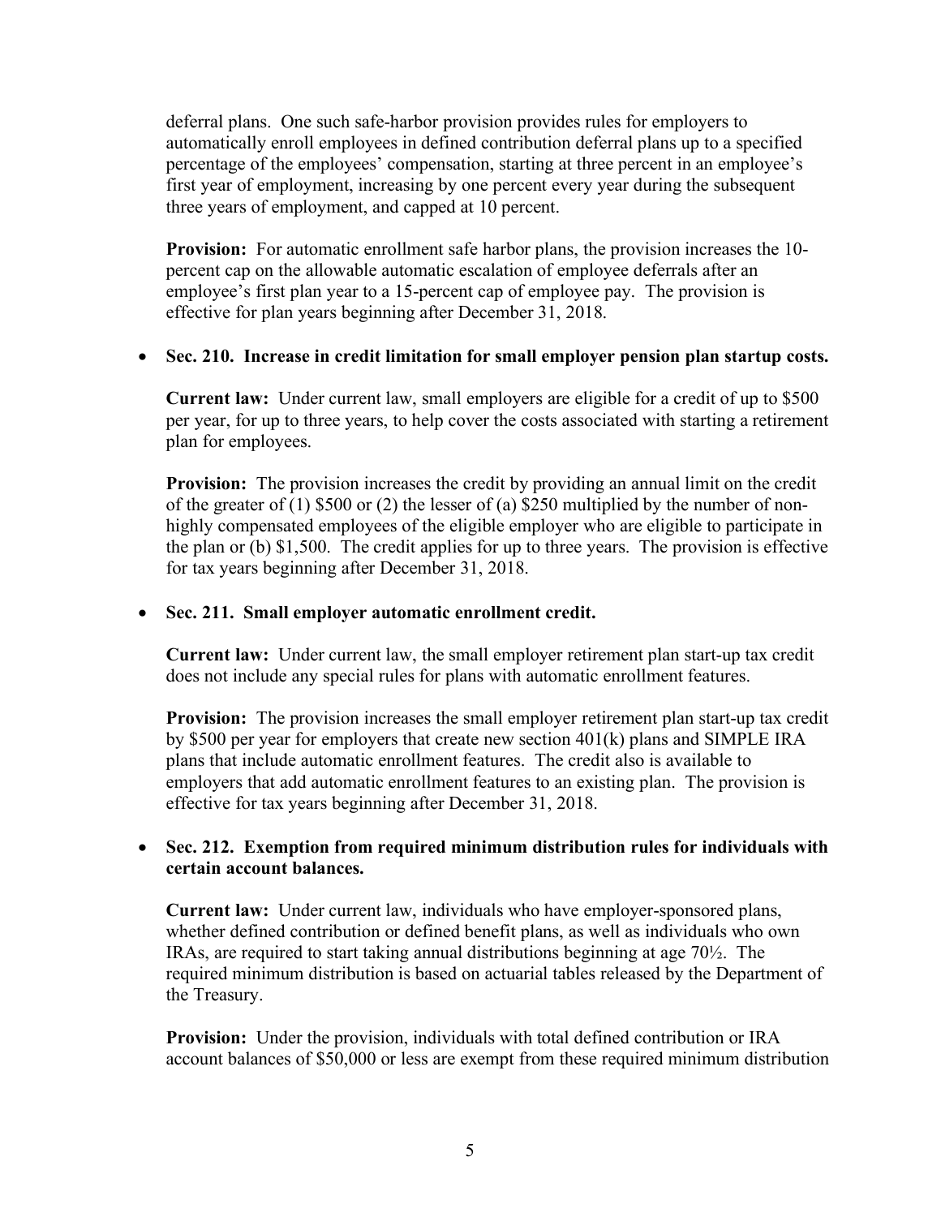deferral plans. One such safe-harbor provision provides rules for employers to automatically enroll employees in defined contribution deferral plans up to a specified percentage of the employees' compensation, starting at three percent in an employee's first year of employment, increasing by one percent every year during the subsequent three years of employment, and capped at 10 percent.

**Provision:** For automatic enrollment safe harbor plans, the provision increases the 10-percent cap on the allowable automatic escalation of employee deferrals after an employee's first plan year to a 15-percent cap of employee pay. The provision is effective for plan years beginning after December 31, 2018.

- **Sec. 210. Increase in credit limitation for small employer pension plan startup costs.**

  **Current law:** Under current law, small employers are eligible for a credit of up to $500 per year, for up to three years, to help cover the costs associated with starting a retirement plan for employees.

  **Provision:** The provision increases the credit by providing an annual limit on the credit of the greater of (1) $500 or (2) the lesser of (a) $250 multiplied by the number of non-highly compensated employees of the eligible employer who are eligible to participate in the plan or (b) $1,500. The credit applies for up to three years. The provision is effective for tax years beginning after December 31, 2018.

- **Sec. 211. Small employer automatic enrollment credit.**

  **Current law:** Under current law, the small employer retirement plan start-up tax credit does not include any special rules for plans with automatic enrollment features.

  **Provision:** The provision increases the small employer retirement plan start-up tax credit by $500 per year for employers that create new section 401(k) plans and SIMPLE IRA plans that include automatic enrollment features. The credit also is available to employers that add automatic enrollment features to an existing plan. The provision is effective for tax years beginning after December 31, 2018.

- **Sec. 212. Exemption from required minimum distribution rules for individuals with certain account balances.**

  **Current law:** Under current law, individuals who have employer-sponsored plans, whether defined contribution or defined benefit plans, as well as individuals who own IRAs, are required to start taking annual distributions beginning at age 70½. The required minimum distribution is based on actuarial tables released by the Department of the Treasury.

  **Provision:** Under the provision, individuals with total defined contribution or IRA account balances of $50,000 or less are exempt from these required minimum distribution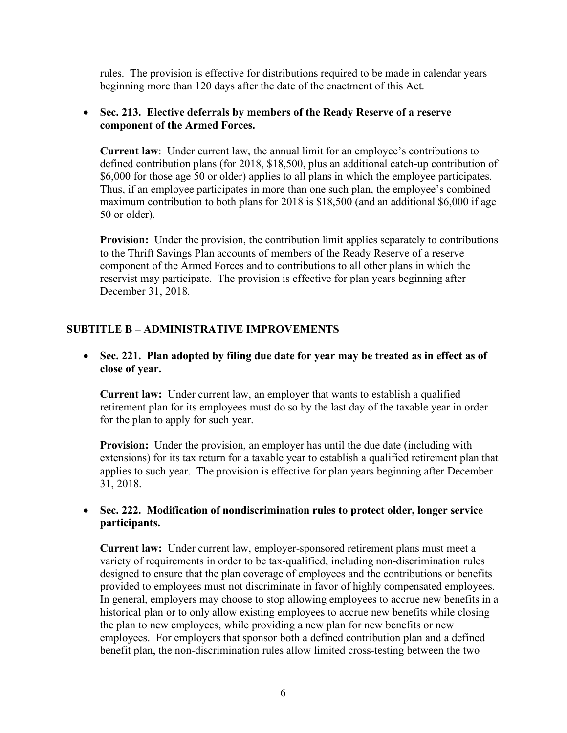rules. The provision is effective for distributions required to be made in calendar years beginning more than 120 days after the date of the enactment of this Act.

- **Sec. 213. Elective deferrals by members of the Ready Reserve of a reserve component of the Armed Forces.**

  **Current law**: Under current law, the annual limit for an employee's contributions to defined contribution plans (for 2018, $18,500, plus an additional catch-up contribution of $6,000 for those age 50 or older) applies to all plans in which the employee participates. Thus, if an employee participates in more than one such plan, the employee's combined maximum contribution to both plans for 2018 is $18,500 (and an additional $6,000 if age 50 or older).

  **Provision:** Under the provision, the contribution limit applies separately to contributions to the Thrift Savings Plan accounts of members of the Ready Reserve of a reserve component of the Armed Forces and to contributions to all other plans in which the reservist may participate. The provision is effective for plan years beginning after December 31, 2018.

## SUBTITLE B – ADMINISTRATIVE IMPROVEMENTS

- **Sec. 221. Plan adopted by filing due date for year may be treated as in effect as of close of year.**

  **Current law:** Under current law, an employer that wants to establish a qualified retirement plan for its employees must do so by the last day of the taxable year in order for the plan to apply for such year.

  **Provision:** Under the provision, an employer has until the due date (including with extensions) for its tax return for a taxable year to establish a qualified retirement plan that applies to such year. The provision is effective for plan years beginning after December 31, 2018.

- **Sec. 222. Modification of nondiscrimination rules to protect older, longer service participants.**

  **Current law:** Under current law, employer-sponsored retirement plans must meet a variety of requirements in order to be tax-qualified, including non-discrimination rules designed to ensure that the plan coverage of employees and the contributions or benefits provided to employees must not discriminate in favor of highly compensated employees. In general, employers may choose to stop allowing employees to accrue new benefits in a historical plan or to only allow existing employees to accrue new benefits while closing the plan to new employees, while providing a new plan for new benefits or new employees. For employers that sponsor both a defined contribution plan and a defined benefit plan, the non-discrimination rules allow limited cross-testing between the two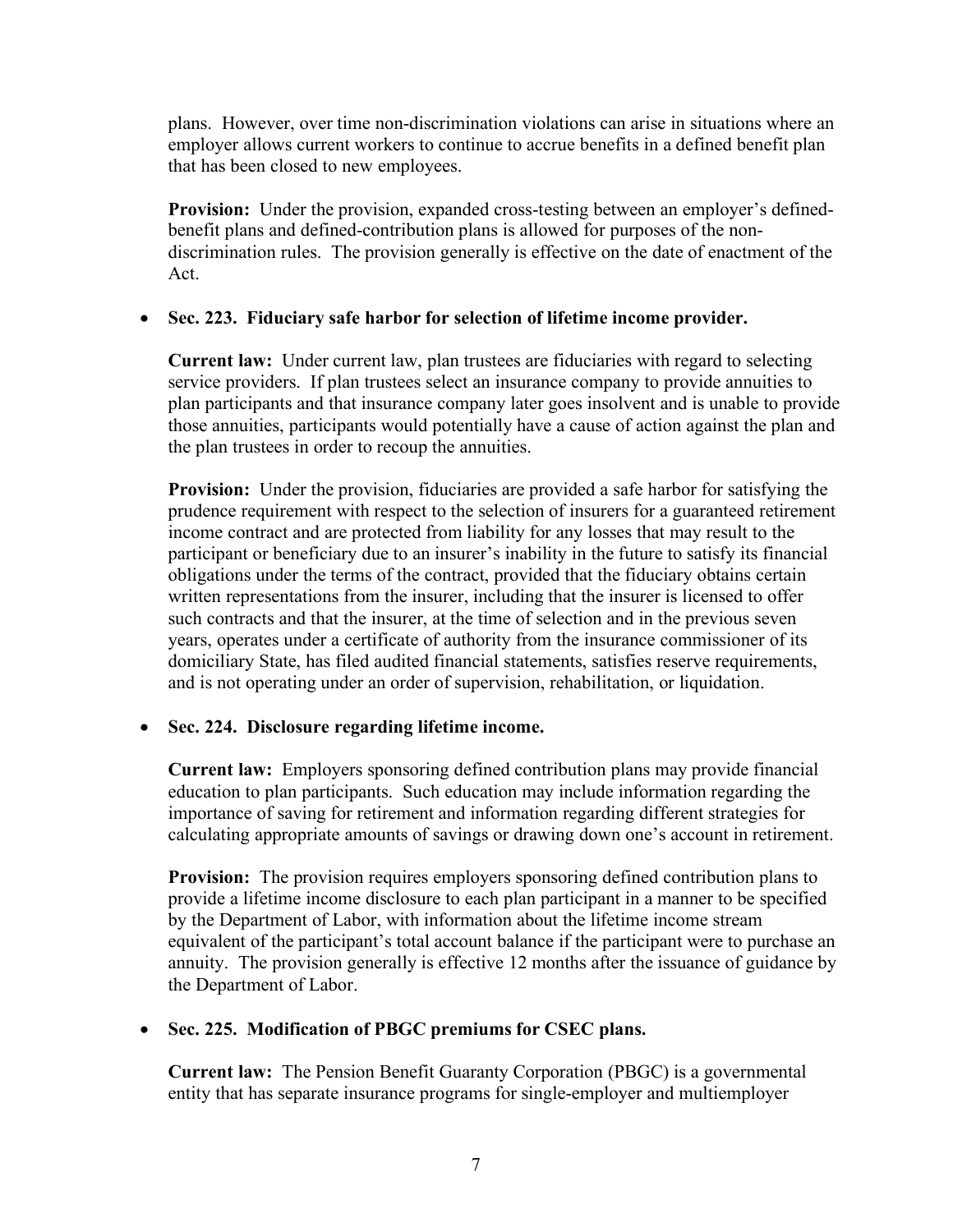plans. However, over time non-discrimination violations can arise in situations where an employer allows current workers to continue to accrue benefits in a defined benefit plan that has been closed to new employees.

**Provision:** Under the provision, expanded cross-testing between an employer's defined-benefit plans and defined-contribution plans is allowed for purposes of the non-discrimination rules. The provision generally is effective on the date of enactment of the Act.

- **Sec. 223. Fiduciary safe harbor for selection of lifetime income provider.**

  **Current law:** Under current law, plan trustees are fiduciaries with regard to selecting service providers. If plan trustees select an insurance company to provide annuities to plan participants and that insurance company later goes insolvent and is unable to provide those annuities, participants would potentially have a cause of action against the plan and the plan trustees in order to recoup the annuities.

  **Provision:** Under the provision, fiduciaries are provided a safe harbor for satisfying the prudence requirement with respect to the selection of insurers for a guaranteed retirement income contract and are protected from liability for any losses that may result to the participant or beneficiary due to an insurer's inability in the future to satisfy its financial obligations under the terms of the contract, provided that the fiduciary obtains certain written representations from the insurer, including that the insurer is licensed to offer such contracts and that the insurer, at the time of selection and in the previous seven years, operates under a certificate of authority from the insurance commissioner of its domiciliary State, has filed audited financial statements, satisfies reserve requirements, and is not operating under an order of supervision, rehabilitation, or liquidation.

- **Sec. 224. Disclosure regarding lifetime income.**

  **Current law:** Employers sponsoring defined contribution plans may provide financial education to plan participants. Such education may include information regarding the importance of saving for retirement and information regarding different strategies for calculating appropriate amounts of savings or drawing down one's account in retirement.

  **Provision:** The provision requires employers sponsoring defined contribution plans to provide a lifetime income disclosure to each plan participant in a manner to be specified by the Department of Labor, with information about the lifetime income stream equivalent of the participant's total account balance if the participant were to purchase an annuity. The provision generally is effective 12 months after the issuance of guidance by the Department of Labor.

- **Sec. 225. Modification of PBGC premiums for CSEC plans.**

  **Current law:** The Pension Benefit Guaranty Corporation (PBGC) is a governmental entity that has separate insurance programs for single-employer and multiemployer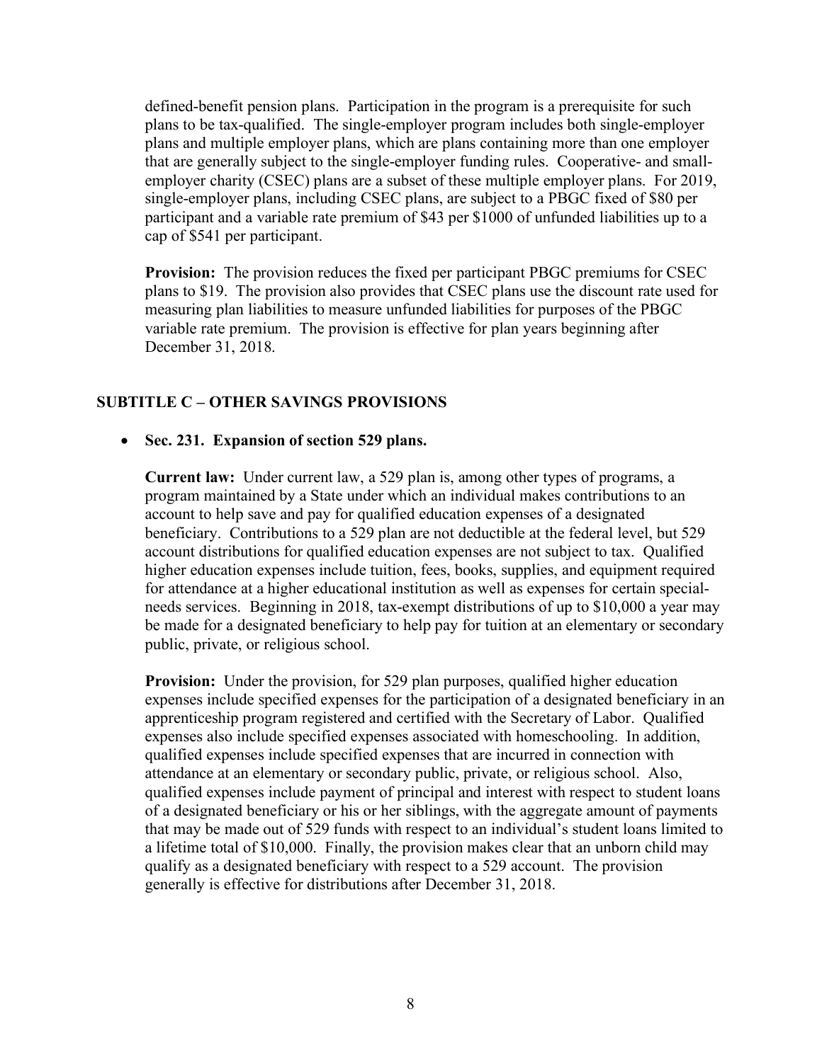defined-benefit pension plans. Participation in the program is a prerequisite for such plans to be tax-qualified. The single-employer program includes both single-employer plans and multiple employer plans, which are plans containing more than one employer that are generally subject to the single-employer funding rules. Cooperative- and small-employer charity (CSEC) plans are a subset of these multiple employer plans. For 2019, single-employer plans, including CSEC plans, are subject to a PBGC fixed of $80 per participant and a variable rate premium of $43 per $1000 of unfunded liabilities up to a cap of $541 per participant.

**Provision:** The provision reduces the fixed per participant PBGC premiums for CSEC plans to $19. The provision also provides that CSEC plans use the discount rate used for measuring plan liabilities to measure unfunded liabilities for purposes of the PBGC variable rate premium. The provision is effective for plan years beginning after December 31, 2018.

## SUBTITLE C – OTHER SAVINGS PROVISIONS

- **Sec. 231. Expansion of section 529 plans.**

  **Current law:** Under current law, a 529 plan is, among other types of programs, a program maintained by a State under which an individual makes contributions to an account to help save and pay for qualified education expenses of a designated beneficiary. Contributions to a 529 plan are not deductible at the federal level, but 529 account distributions for qualified education expenses are not subject to tax. Qualified higher education expenses include tuition, fees, books, supplies, and equipment required for attendance at a higher educational institution as well as expenses for certain special-needs services. Beginning in 2018, tax-exempt distributions of up to $10,000 a year may be made for a designated beneficiary to help pay for tuition at an elementary or secondary public, private, or religious school.

  **Provision:** Under the provision, for 529 plan purposes, qualified higher education expenses include specified expenses for the participation of a designated beneficiary in an apprenticeship program registered and certified with the Secretary of Labor. Qualified expenses also include specified expenses associated with homeschooling. In addition, qualified expenses include specified expenses that are incurred in connection with attendance at an elementary or secondary public, private, or religious school. Also, qualified expenses include payment of principal and interest with respect to student loans of a designated beneficiary or his or her siblings, with the aggregate amount of payments that may be made out of 529 funds with respect to an individual's student loans limited to a lifetime total of $10,000. Finally, the provision makes clear that an unborn child may qualify as a designated beneficiary with respect to a 529 account. The provision generally is effective for distributions after December 31, 2018.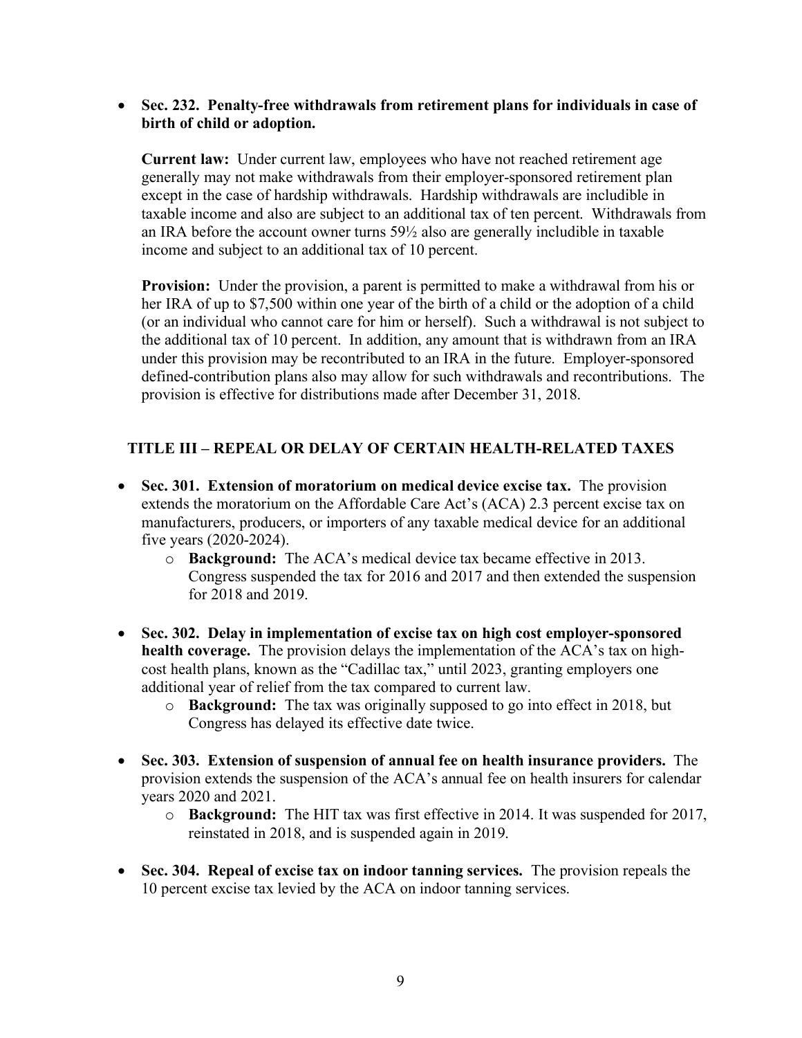- **Sec. 232. Penalty-free withdrawals from retirement plans for individuals in case of birth of child or adoption.**

  **Current law:** Under current law, employees who have not reached retirement age generally may not make withdrawals from their employer-sponsored retirement plan except in the case of hardship withdrawals. Hardship withdrawals are includible in taxable income and also are subject to an additional tax of ten percent. Withdrawals from an IRA before the account owner turns 59½ also are generally includible in taxable income and subject to an additional tax of 10 percent.

  **Provision:** Under the provision, a parent is permitted to make a withdrawal from his or her IRA of up to $7,500 within one year of the birth of a child or the adoption of a child (or an individual who cannot care for him or herself). Such a withdrawal is not subject to the additional tax of 10 percent. In addition, any amount that is withdrawn from an IRA under this provision may be recontributed to an IRA in the future. Employer-sponsored defined-contribution plans also may allow for such withdrawals and recontributions. The provision is effective for distributions made after December 31, 2018.

## TITLE III – REPEAL OR DELAY OF CERTAIN HEALTH-RELATED TAXES

- **Sec. 301. Extension of moratorium on medical device excise tax.** The provision extends the moratorium on the Affordable Care Act's (ACA) 2.3 percent excise tax on manufacturers, producers, or importers of any taxable medical device for an additional five years (2020-2024).
  - **Background:** The ACA's medical device tax became effective in 2013. Congress suspended the tax for 2016 and 2017 and then extended the suspension for 2018 and 2019.
- **Sec. 302. Delay in implementation of excise tax on high cost employer-sponsored health coverage.** The provision delays the implementation of the ACA's tax on high-cost health plans, known as the "Cadillac tax," until 2023, granting employers one additional year of relief from the tax compared to current law.
  - **Background:** The tax was originally supposed to go into effect in 2018, but Congress has delayed its effective date twice.
- **Sec. 303. Extension of suspension of annual fee on health insurance providers.** The provision extends the suspension of the ACA's annual fee on health insurers for calendar years 2020 and 2021.
  - **Background:** The HIT tax was first effective in 2014. It was suspended for 2017, reinstated in 2018, and is suspended again in 2019.
- **Sec. 304. Repeal of excise tax on indoor tanning services.** The provision repeals the 10 percent excise tax levied by the ACA on indoor tanning services.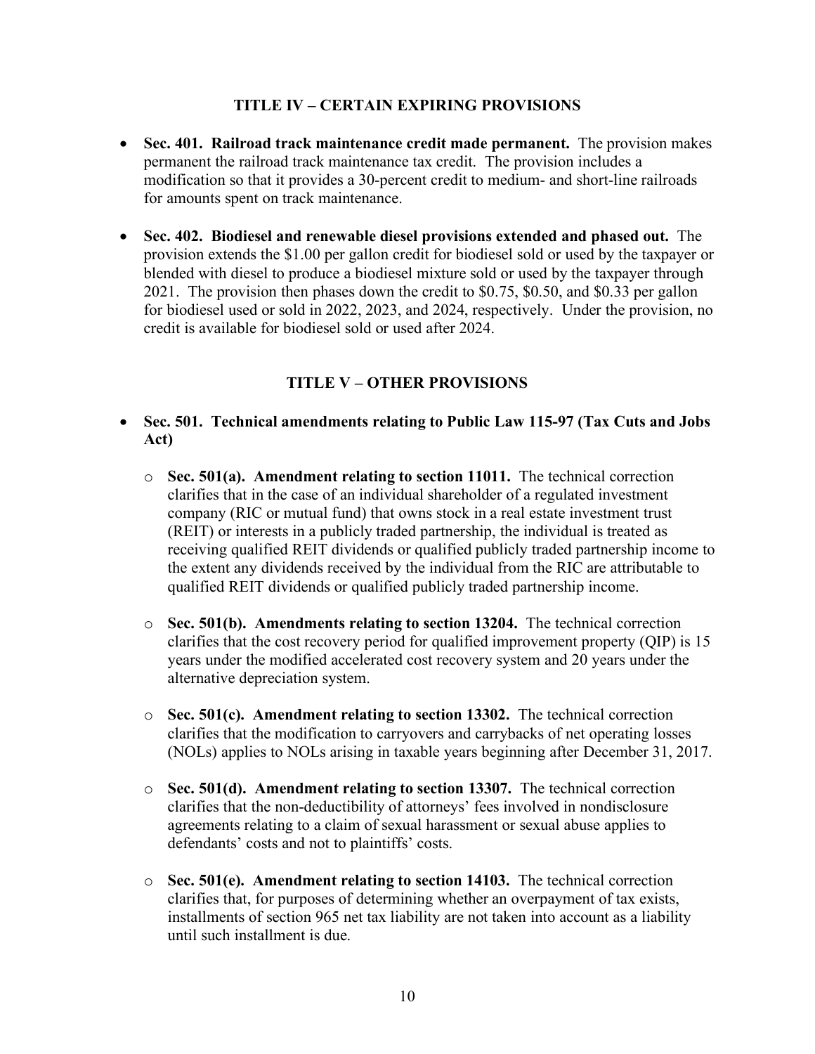## TITLE IV – CERTAIN EXPIRING PROVISIONS

- **Sec. 401. Railroad track maintenance credit made permanent.** The provision makes permanent the railroad track maintenance tax credit. The provision includes a modification so that it provides a 30-percent credit to medium- and short-line railroads for amounts spent on track maintenance.

- **Sec. 402. Biodiesel and renewable diesel provisions extended and phased out.** The provision extends the $1.00 per gallon credit for biodiesel sold or used by the taxpayer or blended with diesel to produce a biodiesel mixture sold or used by the taxpayer through 2021. The provision then phases down the credit to $0.75, $0.50, and $0.33 per gallon for biodiesel used or sold in 2022, 2023, and 2024, respectively. Under the provision, no credit is available for biodiesel sold or used after 2024.

## TITLE V – OTHER PROVISIONS

- **Sec. 501. Technical amendments relating to Public Law 115-97 (Tax Cuts and Jobs Act)**

  - **Sec. 501(a). Amendment relating to section 11011.** The technical correction clarifies that in the case of an individual shareholder of a regulated investment company (RIC or mutual fund) that owns stock in a real estate investment trust (REIT) or interests in a publicly traded partnership, the individual is treated as receiving qualified REIT dividends or qualified publicly traded partnership income to the extent any dividends received by the individual from the RIC are attributable to qualified REIT dividends or qualified publicly traded partnership income.

  - **Sec. 501(b). Amendments relating to section 13204.** The technical correction clarifies that the cost recovery period for qualified improvement property (QIP) is 15 years under the modified accelerated cost recovery system and 20 years under the alternative depreciation system.

  - **Sec. 501(c). Amendment relating to section 13302.** The technical correction clarifies that the modification to carryovers and carrybacks of net operating losses (NOLs) applies to NOLs arising in taxable years beginning after December 31, 2017.

  - **Sec. 501(d). Amendment relating to section 13307.** The technical correction clarifies that the non-deductibility of attorneys' fees involved in nondisclosure agreements relating to a claim of sexual harassment or sexual abuse applies to defendants' costs and not to plaintiffs' costs.

  - **Sec. 501(e). Amendment relating to section 14103.** The technical correction clarifies that, for purposes of determining whether an overpayment of tax exists, installments of section 965 net tax liability are not taken into account as a liability until such installment is due.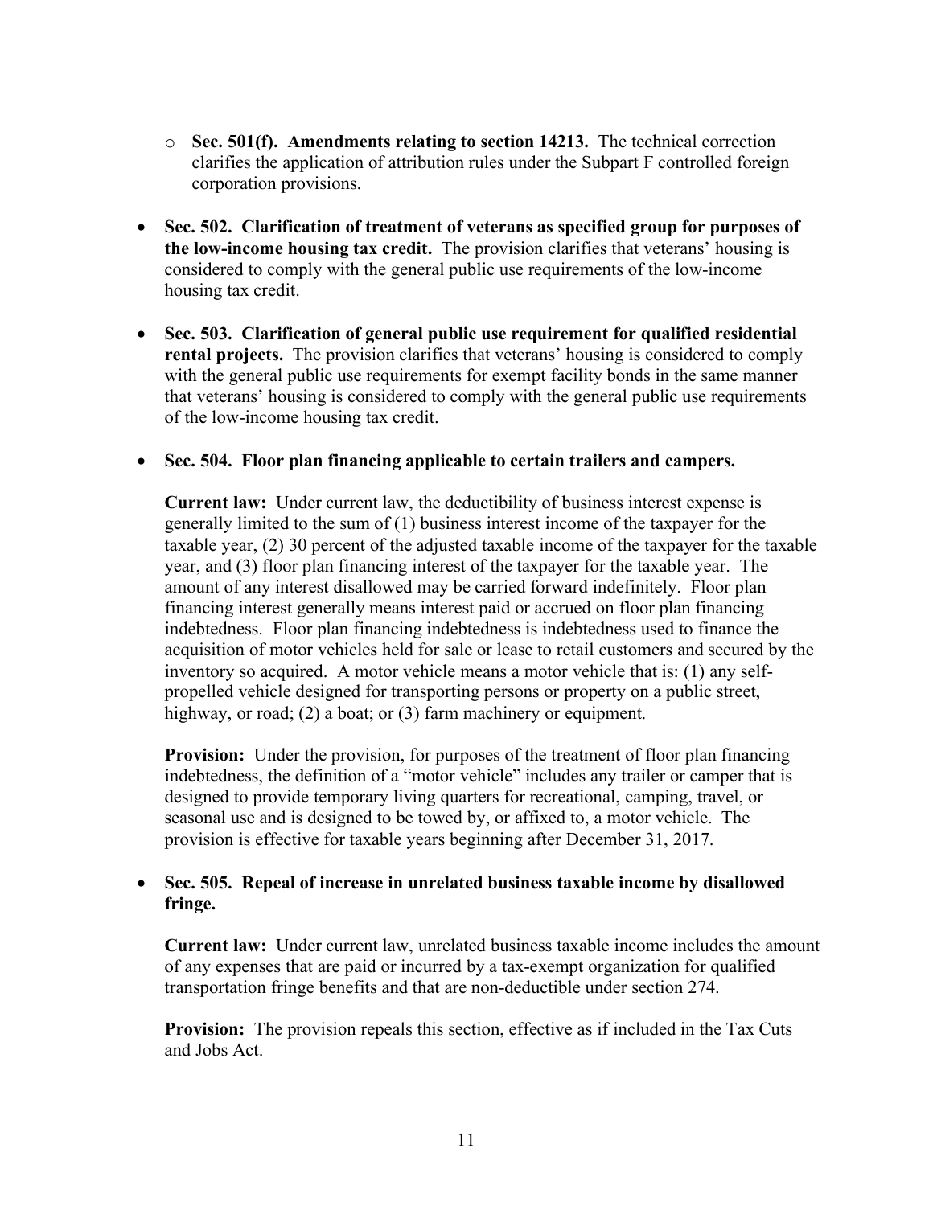- **Sec. 501(f). Amendments relating to section 14213.** The technical correction clarifies the application of attribution rules under the Subpart F controlled foreign corporation provisions.

- **Sec. 502. Clarification of treatment of veterans as specified group for purposes of the low-income housing tax credit.** The provision clarifies that veterans' housing is considered to comply with the general public use requirements of the low-income housing tax credit.

- **Sec. 503. Clarification of general public use requirement for qualified residential rental projects.** The provision clarifies that veterans' housing is considered to comply with the general public use requirements for exempt facility bonds in the same manner that veterans' housing is considered to comply with the general public use requirements of the low-income housing tax credit.

- **Sec. 504. Floor plan financing applicable to certain trailers and campers.**

  **Current law:** Under current law, the deductibility of business interest expense is generally limited to the sum of (1) business interest income of the taxpayer for the taxable year, (2) 30 percent of the adjusted taxable income of the taxpayer for the taxable year, and (3) floor plan financing interest of the taxpayer for the taxable year. The amount of any interest disallowed may be carried forward indefinitely. Floor plan financing interest generally means interest paid or accrued on floor plan financing indebtedness. Floor plan financing indebtedness is indebtedness used to finance the acquisition of motor vehicles held for sale or lease to retail customers and secured by the inventory so acquired. A motor vehicle means a motor vehicle that is: (1) any self-propelled vehicle designed for transporting persons or property on a public street, highway, or road; (2) a boat; or (3) farm machinery or equipment.

  **Provision:** Under the provision, for purposes of the treatment of floor plan financing indebtedness, the definition of a "motor vehicle" includes any trailer or camper that is designed to provide temporary living quarters for recreational, camping, travel, or seasonal use and is designed to be towed by, or affixed to, a motor vehicle. The provision is effective for taxable years beginning after December 31, 2017.

- **Sec. 505. Repeal of increase in unrelated business taxable income by disallowed fringe.**

  **Current law:** Under current law, unrelated business taxable income includes the amount of any expenses that are paid or incurred by a tax-exempt organization for qualified transportation fringe benefits and that are non-deductible under section 274.

  **Provision:** The provision repeals this section, effective as if included in the Tax Cuts and Jobs Act.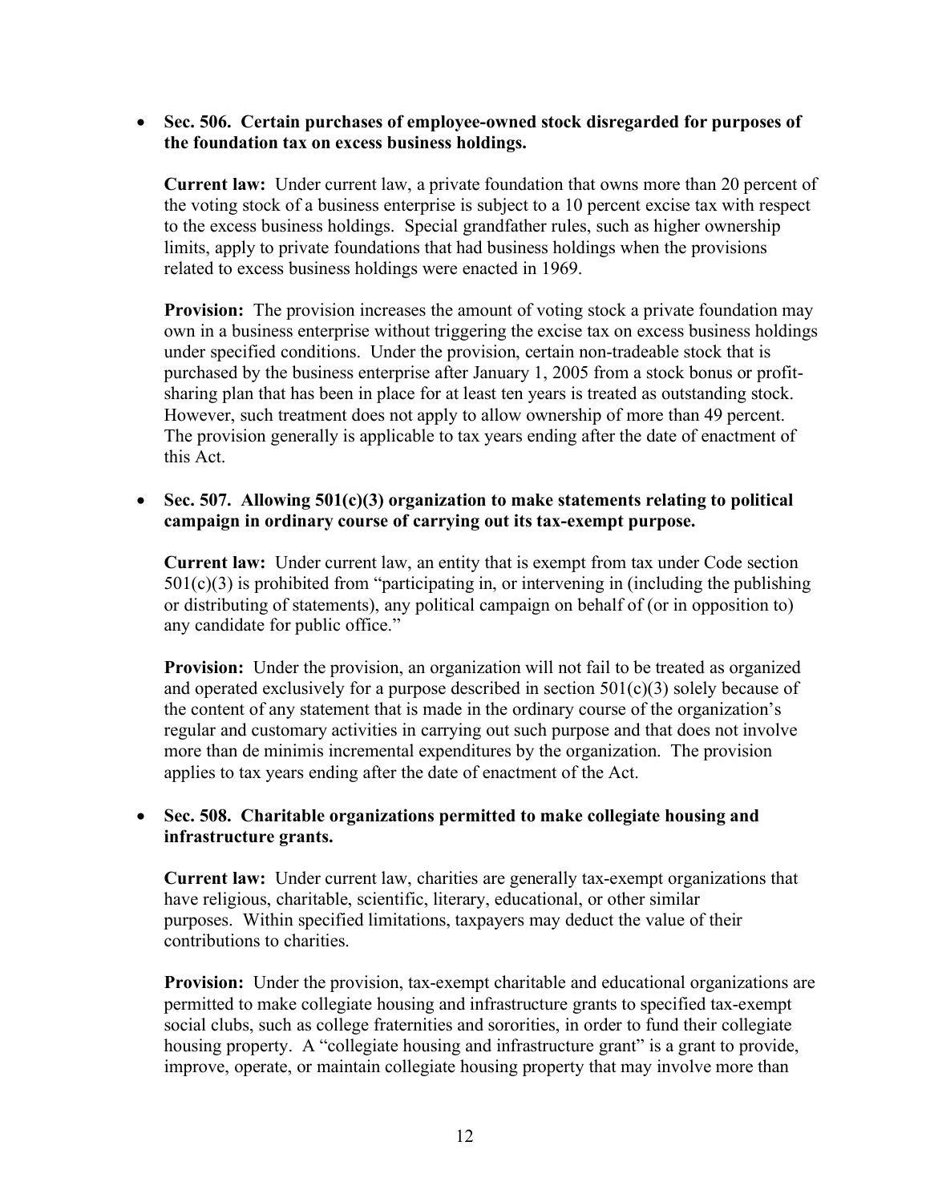- **Sec. 506. Certain purchases of employee-owned stock disregarded for purposes of the foundation tax on excess business holdings.**

  **Current law:** Under current law, a private foundation that owns more than 20 percent of the voting stock of a business enterprise is subject to a 10 percent excise tax with respect to the excess business holdings. Special grandfather rules, such as higher ownership limits, apply to private foundations that had business holdings when the provisions related to excess business holdings were enacted in 1969.

  **Provision:** The provision increases the amount of voting stock a private foundation may own in a business enterprise without triggering the excise tax on excess business holdings under specified conditions. Under the provision, certain non-tradeable stock that is purchased by the business enterprise after January 1, 2005 from a stock bonus or profit-sharing plan that has been in place for at least ten years is treated as outstanding stock. However, such treatment does not apply to allow ownership of more than 49 percent. The provision generally is applicable to tax years ending after the date of enactment of this Act.

- **Sec. 507. Allowing 501(c)(3) organization to make statements relating to political campaign in ordinary course of carrying out its tax-exempt purpose.**

  **Current law:** Under current law, an entity that is exempt from tax under Code section 501(c)(3) is prohibited from "participating in, or intervening in (including the publishing or distributing of statements), any political campaign on behalf of (or in opposition to) any candidate for public office."

  **Provision:** Under the provision, an organization will not fail to be treated as organized and operated exclusively for a purpose described in section 501(c)(3) solely because of the content of any statement that is made in the ordinary course of the organization's regular and customary activities in carrying out such purpose and that does not involve more than de minimis incremental expenditures by the organization. The provision applies to tax years ending after the date of enactment of the Act.

- **Sec. 508. Charitable organizations permitted to make collegiate housing and infrastructure grants.**

  **Current law:** Under current law, charities are generally tax-exempt organizations that have religious, charitable, scientific, literary, educational, or other similar purposes. Within specified limitations, taxpayers may deduct the value of their contributions to charities.

  **Provision:** Under the provision, tax-exempt charitable and educational organizations are permitted to make collegiate housing and infrastructure grants to specified tax-exempt social clubs, such as college fraternities and sororities, in order to fund their collegiate housing property. A "collegiate housing and infrastructure grant" is a grant to provide, improve, operate, or maintain collegiate housing property that may involve more than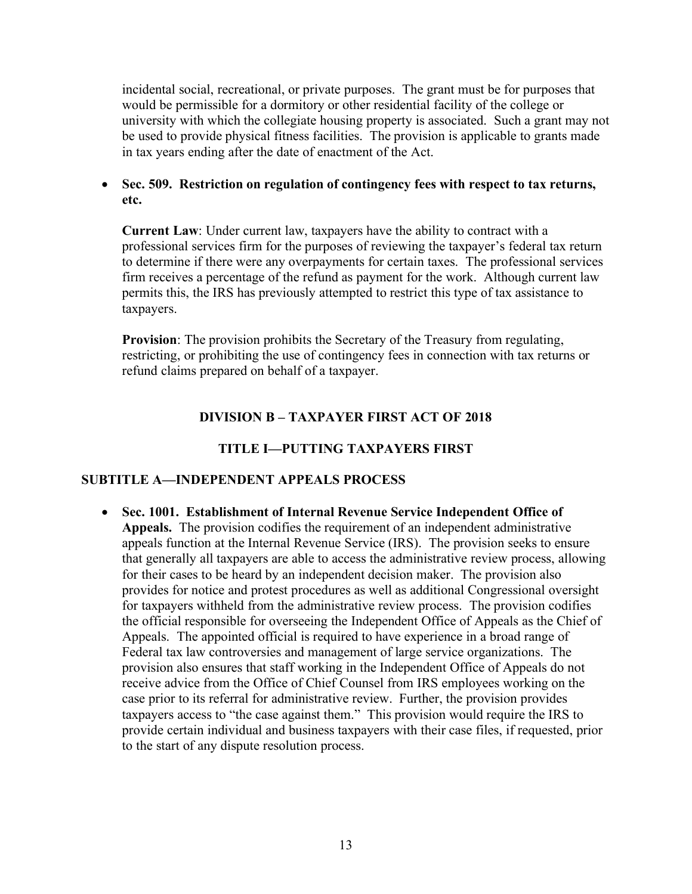incidental social, recreational, or private purposes. The grant must be for purposes that would be permissible for a dormitory or other residential facility of the college or university with which the collegiate housing property is associated. Such a grant may not be used to provide physical fitness facilities. The provision is applicable to grants made in tax years ending after the date of enactment of the Act.

- **Sec. 509. Restriction on regulation of contingency fees with respect to tax returns, etc.**

  **Current Law**: Under current law, taxpayers have the ability to contract with a professional services firm for the purposes of reviewing the taxpayer's federal tax return to determine if there were any overpayments for certain taxes. The professional services firm receives a percentage of the refund as payment for the work. Although current law permits this, the IRS has previously attempted to restrict this type of tax assistance to taxpayers.

  **Provision**: The provision prohibits the Secretary of the Treasury from regulating, restricting, or prohibiting the use of contingency fees in connection with tax returns or refund claims prepared on behalf of a taxpayer.

## DIVISION B – TAXPAYER FIRST ACT OF 2018

## TITLE I—PUTTING TAXPAYERS FIRST

### SUBTITLE A—INDEPENDENT APPEALS PROCESS

- **Sec. 1001. Establishment of Internal Revenue Service Independent Office of Appeals.** The provision codifies the requirement of an independent administrative appeals function at the Internal Revenue Service (IRS). The provision seeks to ensure that generally all taxpayers are able to access the administrative review process, allowing for their cases to be heard by an independent decision maker. The provision also provides for notice and protest procedures as well as additional Congressional oversight for taxpayers withheld from the administrative review process. The provision codifies the official responsible for overseeing the Independent Office of Appeals as the Chief of Appeals. The appointed official is required to have experience in a broad range of Federal tax law controversies and management of large service organizations. The provision also ensures that staff working in the Independent Office of Appeals do not receive advice from the Office of Chief Counsel from IRS employees working on the case prior to its referral for administrative review. Further, the provision provides taxpayers access to "the case against them." This provision would require the IRS to provide certain individual and business taxpayers with their case files, if requested, prior to the start of any dispute resolution process.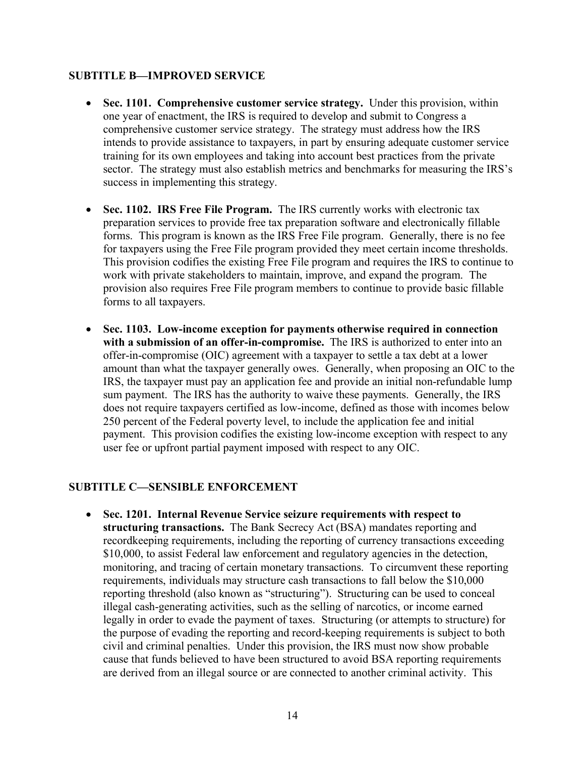## SUBTITLE B—IMPROVED SERVICE

- **Sec. 1101. Comprehensive customer service strategy.** Under this provision, within one year of enactment, the IRS is required to develop and submit to Congress a comprehensive customer service strategy. The strategy must address how the IRS intends to provide assistance to taxpayers, in part by ensuring adequate customer service training for its own employees and taking into account best practices from the private sector. The strategy must also establish metrics and benchmarks for measuring the IRS's success in implementing this strategy.

- **Sec. 1102. IRS Free File Program.** The IRS currently works with electronic tax preparation services to provide free tax preparation software and electronically fillable forms. This program is known as the IRS Free File program. Generally, there is no fee for taxpayers using the Free File program provided they meet certain income thresholds. This provision codifies the existing Free File program and requires the IRS to continue to work with private stakeholders to maintain, improve, and expand the program. The provision also requires Free File program members to continue to provide basic fillable forms to all taxpayers.

- **Sec. 1103. Low-income exception for payments otherwise required in connection with a submission of an offer-in-compromise.** The IRS is authorized to enter into an offer-in-compromise (OIC) agreement with a taxpayer to settle a tax debt at a lower amount than what the taxpayer generally owes. Generally, when proposing an OIC to the IRS, the taxpayer must pay an application fee and provide an initial non-refundable lump sum payment. The IRS has the authority to waive these payments. Generally, the IRS does not require taxpayers certified as low-income, defined as those with incomes below 250 percent of the Federal poverty level, to include the application fee and initial payment. This provision codifies the existing low-income exception with respect to any user fee or upfront partial payment imposed with respect to any OIC.

## SUBTITLE C—SENSIBLE ENFORCEMENT

- **Sec. 1201. Internal Revenue Service seizure requirements with respect to structuring transactions.** The Bank Secrecy Act (BSA) mandates reporting and recordkeeping requirements, including the reporting of currency transactions exceeding $10,000, to assist Federal law enforcement and regulatory agencies in the detection, monitoring, and tracing of certain monetary transactions. To circumvent these reporting requirements, individuals may structure cash transactions to fall below the $10,000 reporting threshold (also known as "structuring"). Structuring can be used to conceal illegal cash-generating activities, such as the selling of narcotics, or income earned legally in order to evade the payment of taxes. Structuring (or attempts to structure) for the purpose of evading the reporting and record-keeping requirements is subject to both civil and criminal penalties. Under this provision, the IRS must now show probable cause that funds believed to have been structured to avoid BSA reporting requirements are derived from an illegal source or are connected to another criminal activity. This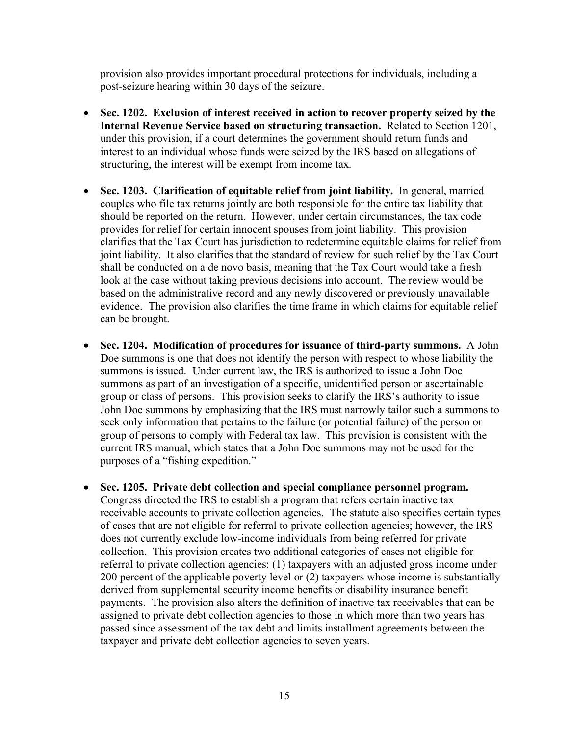provision also provides important procedural protections for individuals, including a post-seizure hearing within 30 days of the seizure.

- **Sec. 1202. Exclusion of interest received in action to recover property seized by the Internal Revenue Service based on structuring transaction.** Related to Section 1201, under this provision, if a court determines the government should return funds and interest to an individual whose funds were seized by the IRS based on allegations of structuring, the interest will be exempt from income tax.

- **Sec. 1203. Clarification of equitable relief from joint liability.** In general, married couples who file tax returns jointly are both responsible for the entire tax liability that should be reported on the return. However, under certain circumstances, the tax code provides for relief for certain innocent spouses from joint liability. This provision clarifies that the Tax Court has jurisdiction to redetermine equitable claims for relief from joint liability. It also clarifies that the standard of review for such relief by the Tax Court shall be conducted on a de novo basis, meaning that the Tax Court would take a fresh look at the case without taking previous decisions into account. The review would be based on the administrative record and any newly discovered or previously unavailable evidence. The provision also clarifies the time frame in which claims for equitable relief can be brought.

- **Sec. 1204. Modification of procedures for issuance of third-party summons.** A John Doe summons is one that does not identify the person with respect to whose liability the summons is issued. Under current law, the IRS is authorized to issue a John Doe summons as part of an investigation of a specific, unidentified person or ascertainable group or class of persons. This provision seeks to clarify the IRS's authority to issue John Doe summons by emphasizing that the IRS must narrowly tailor such a summons to seek only information that pertains to the failure (or potential failure) of the person or group of persons to comply with Federal tax law. This provision is consistent with the current IRS manual, which states that a John Doe summons may not be used for the purposes of a "fishing expedition."

- **Sec. 1205. Private debt collection and special compliance personnel program.** Congress directed the IRS to establish a program that refers certain inactive tax receivable accounts to private collection agencies. The statute also specifies certain types of cases that are not eligible for referral to private collection agencies; however, the IRS does not currently exclude low-income individuals from being referred for private collection. This provision creates two additional categories of cases not eligible for referral to private collection agencies: (1) taxpayers with an adjusted gross income under 200 percent of the applicable poverty level or (2) taxpayers whose income is substantially derived from supplemental security income benefits or disability insurance benefit payments. The provision also alters the definition of inactive tax receivables that can be assigned to private debt collection agencies to those in which more than two years has passed since assessment of the tax debt and limits installment agreements between the taxpayer and private debt collection agencies to seven years.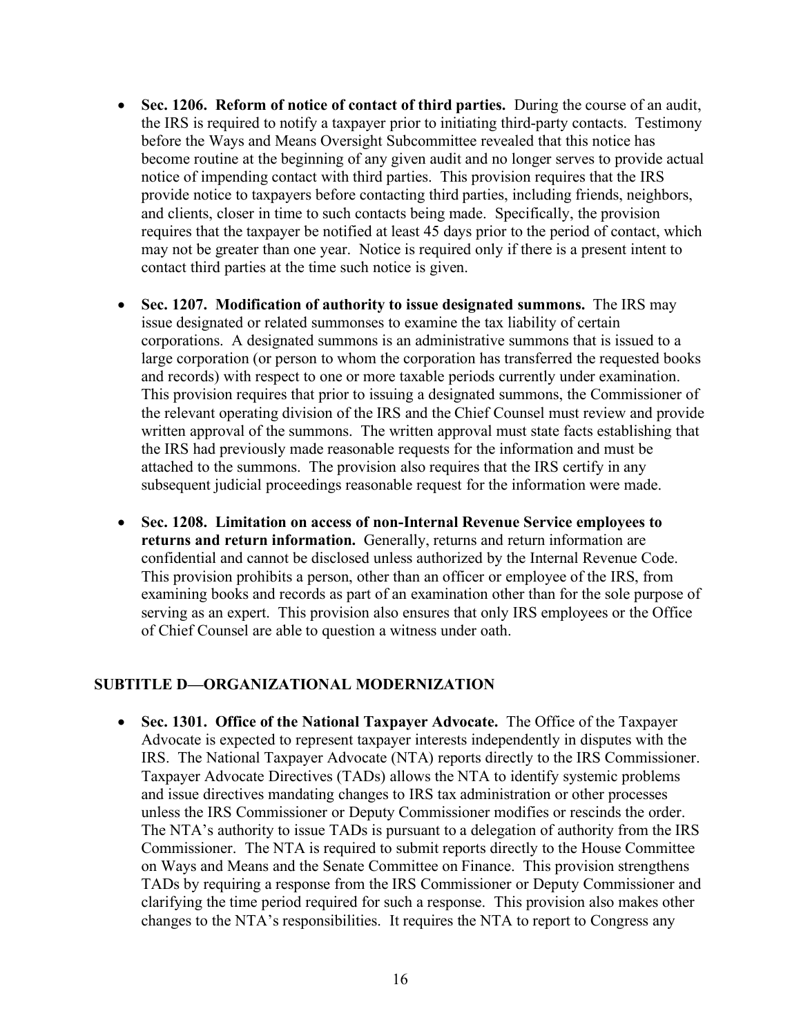- **Sec. 1206. Reform of notice of contact of third parties.** During the course of an audit, the IRS is required to notify a taxpayer prior to initiating third-party contacts. Testimony before the Ways and Means Oversight Subcommittee revealed that this notice has become routine at the beginning of any given audit and no longer serves to provide actual notice of impending contact with third parties. This provision requires that the IRS provide notice to taxpayers before contacting third parties, including friends, neighbors, and clients, closer in time to such contacts being made. Specifically, the provision requires that the taxpayer be notified at least 45 days prior to the period of contact, which may not be greater than one year. Notice is required only if there is a present intent to contact third parties at the time such notice is given.

- **Sec. 1207. Modification of authority to issue designated summons.** The IRS may issue designated or related summonses to examine the tax liability of certain corporations. A designated summons is an administrative summons that is issued to a large corporation (or person to whom the corporation has transferred the requested books and records) with respect to one or more taxable periods currently under examination. This provision requires that prior to issuing a designated summons, the Commissioner of the relevant operating division of the IRS and the Chief Counsel must review and provide written approval of the summons. The written approval must state facts establishing that the IRS had previously made reasonable requests for the information and must be attached to the summons. The provision also requires that the IRS certify in any subsequent judicial proceedings reasonable request for the information were made.

- **Sec. 1208. Limitation on access of non-Internal Revenue Service employees to returns and return information.** Generally, returns and return information are confidential and cannot be disclosed unless authorized by the Internal Revenue Code. This provision prohibits a person, other than an officer or employee of the IRS, from examining books and records as part of an examination other than for the sole purpose of serving as an expert. This provision also ensures that only IRS employees or the Office of Chief Counsel are able to question a witness under oath.

## SUBTITLE D—ORGANIZATIONAL MODERNIZATION

- **Sec. 1301. Office of the National Taxpayer Advocate.** The Office of the Taxpayer Advocate is expected to represent taxpayer interests independently in disputes with the IRS. The National Taxpayer Advocate (NTA) reports directly to the IRS Commissioner. Taxpayer Advocate Directives (TADs) allows the NTA to identify systemic problems and issue directives mandating changes to IRS tax administration or other processes unless the IRS Commissioner or Deputy Commissioner modifies or rescinds the order. The NTA's authority to issue TADs is pursuant to a delegation of authority from the IRS Commissioner. The NTA is required to submit reports directly to the House Committee on Ways and Means and the Senate Committee on Finance. This provision strengthens TADs by requiring a response from the IRS Commissioner or Deputy Commissioner and clarifying the time period required for such a response. This provision also makes other changes to the NTA's responsibilities. It requires the NTA to report to Congress any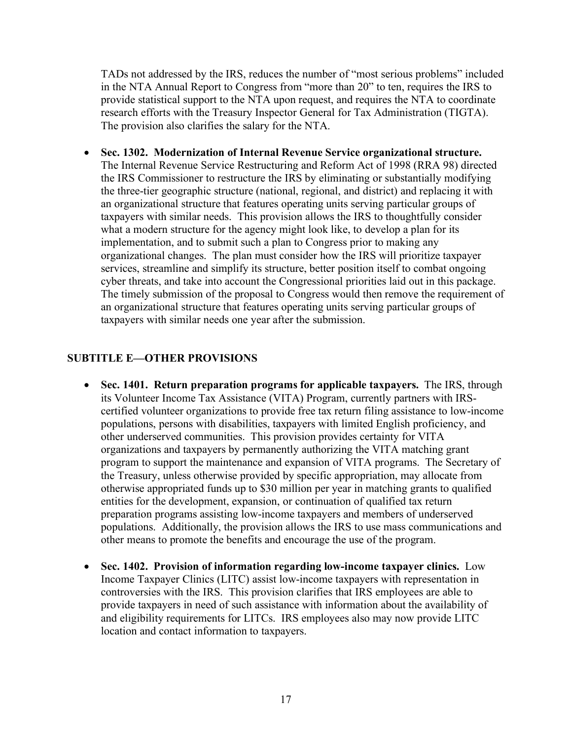TADs not addressed by the IRS, reduces the number of "most serious problems" included in the NTA Annual Report to Congress from "more than 20" to ten, requires the IRS to provide statistical support to the NTA upon request, and requires the NTA to coordinate research efforts with the Treasury Inspector General for Tax Administration (TIGTA). The provision also clarifies the salary for the NTA.

- **Sec. 1302. Modernization of Internal Revenue Service organizational structure.** The Internal Revenue Service Restructuring and Reform Act of 1998 (RRA 98) directed the IRS Commissioner to restructure the IRS by eliminating or substantially modifying the three-tier geographic structure (national, regional, and district) and replacing it with an organizational structure that features operating units serving particular groups of taxpayers with similar needs. This provision allows the IRS to thoughtfully consider what a modern structure for the agency might look like, to develop a plan for its implementation, and to submit such a plan to Congress prior to making any organizational changes. The plan must consider how the IRS will prioritize taxpayer services, streamline and simplify its structure, better position itself to combat ongoing cyber threats, and take into account the Congressional priorities laid out in this package. The timely submission of the proposal to Congress would then remove the requirement of an organizational structure that features operating units serving particular groups of taxpayers with similar needs one year after the submission.

## SUBTITLE E—OTHER PROVISIONS

- **Sec. 1401. Return preparation programs for applicable taxpayers.** The IRS, through its Volunteer Income Tax Assistance (VITA) Program, currently partners with IRS-certified volunteer organizations to provide free tax return filing assistance to low-income populations, persons with disabilities, taxpayers with limited English proficiency, and other underserved communities. This provision provides certainty for VITA organizations and taxpayers by permanently authorizing the VITA matching grant program to support the maintenance and expansion of VITA programs. The Secretary of the Treasury, unless otherwise provided by specific appropriation, may allocate from otherwise appropriated funds up to $30 million per year in matching grants to qualified entities for the development, expansion, or continuation of qualified tax return preparation programs assisting low-income taxpayers and members of underserved populations. Additionally, the provision allows the IRS to use mass communications and other means to promote the benefits and encourage the use of the program.

- **Sec. 1402. Provision of information regarding low-income taxpayer clinics.** Low Income Taxpayer Clinics (LITC) assist low-income taxpayers with representation in controversies with the IRS. This provision clarifies that IRS employees are able to provide taxpayers in need of such assistance with information about the availability of and eligibility requirements for LITCs. IRS employees also may now provide LITC location and contact information to taxpayers.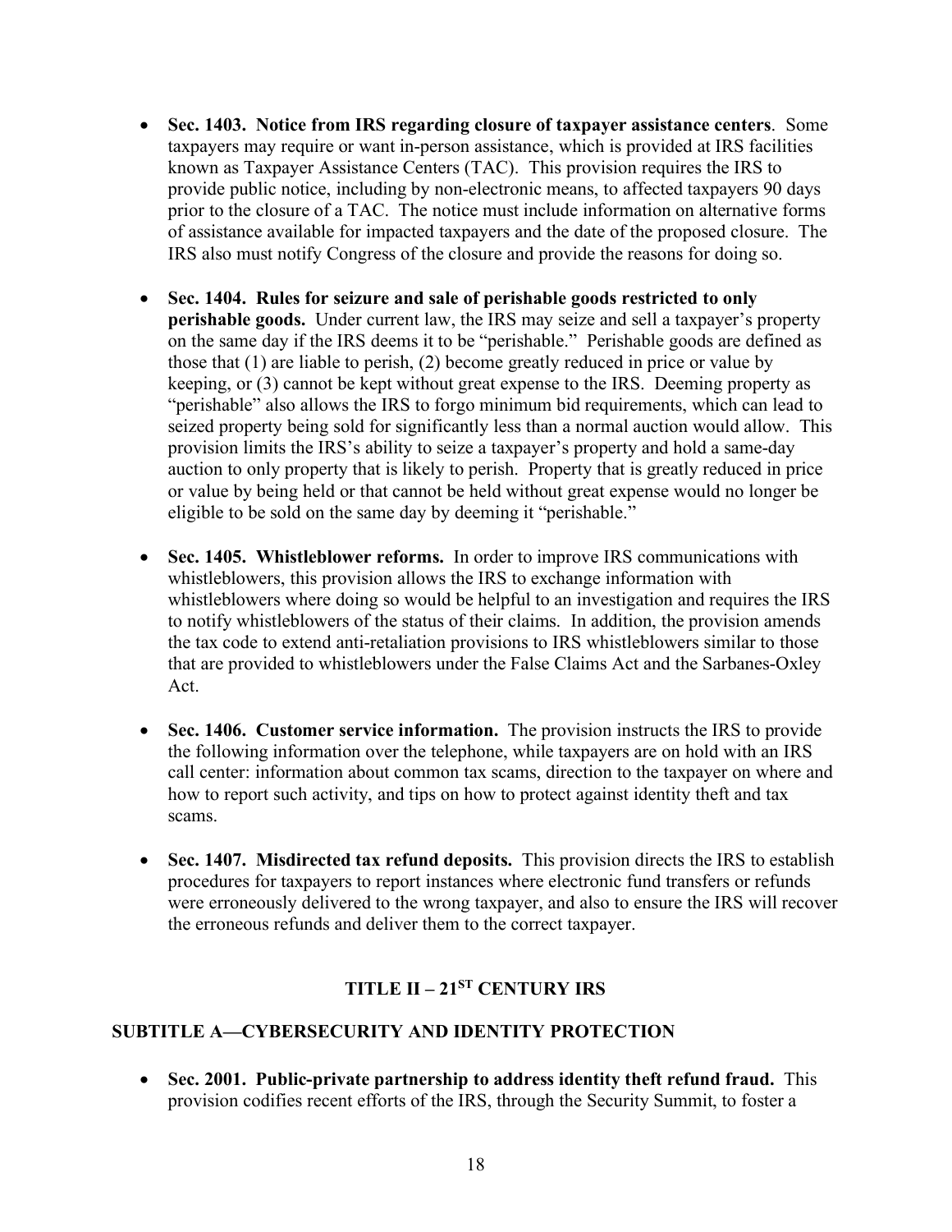- **Sec. 1403. Notice from IRS regarding closure of taxpayer assistance centers**. Some taxpayers may require or want in-person assistance, which is provided at IRS facilities known as Taxpayer Assistance Centers (TAC). This provision requires the IRS to provide public notice, including by non-electronic means, to affected taxpayers 90 days prior to the closure of a TAC. The notice must include information on alternative forms of assistance available for impacted taxpayers and the date of the proposed closure. The IRS also must notify Congress of the closure and provide the reasons for doing so.

- **Sec. 1404. Rules for seizure and sale of perishable goods restricted to only perishable goods.** Under current law, the IRS may seize and sell a taxpayer's property on the same day if the IRS deems it to be "perishable." Perishable goods are defined as those that (1) are liable to perish, (2) become greatly reduced in price or value by keeping, or (3) cannot be kept without great expense to the IRS. Deeming property as "perishable" also allows the IRS to forgo minimum bid requirements, which can lead to seized property being sold for significantly less than a normal auction would allow. This provision limits the IRS's ability to seize a taxpayer's property and hold a same-day auction to only property that is likely to perish. Property that is greatly reduced in price or value by being held or that cannot be held without great expense would no longer be eligible to be sold on the same day by deeming it "perishable."

- **Sec. 1405. Whistleblower reforms.** In order to improve IRS communications with whistleblowers, this provision allows the IRS to exchange information with whistleblowers where doing so would be helpful to an investigation and requires the IRS to notify whistleblowers of the status of their claims. In addition, the provision amends the tax code to extend anti-retaliation provisions to IRS whistleblowers similar to those that are provided to whistleblowers under the False Claims Act and the Sarbanes-Oxley Act.

- **Sec. 1406. Customer service information.** The provision instructs the IRS to provide the following information over the telephone, while taxpayers are on hold with an IRS call center: information about common tax scams, direction to the taxpayer on where and how to report such activity, and tips on how to protect against identity theft and tax scams.

- **Sec. 1407. Misdirected tax refund deposits.** This provision directs the IRS to establish procedures for taxpayers to report instances where electronic fund transfers or refunds were erroneously delivered to the wrong taxpayer, and also to ensure the IRS will recover the erroneous refunds and deliver them to the correct taxpayer.

## TITLE II – 21ST CENTURY IRS

### SUBTITLE A—CYBERSECURITY AND IDENTITY PROTECTION

- **Sec. 2001. Public-private partnership to address identity theft refund fraud.** This provision codifies recent efforts of the IRS, through the Security Summit, to foster a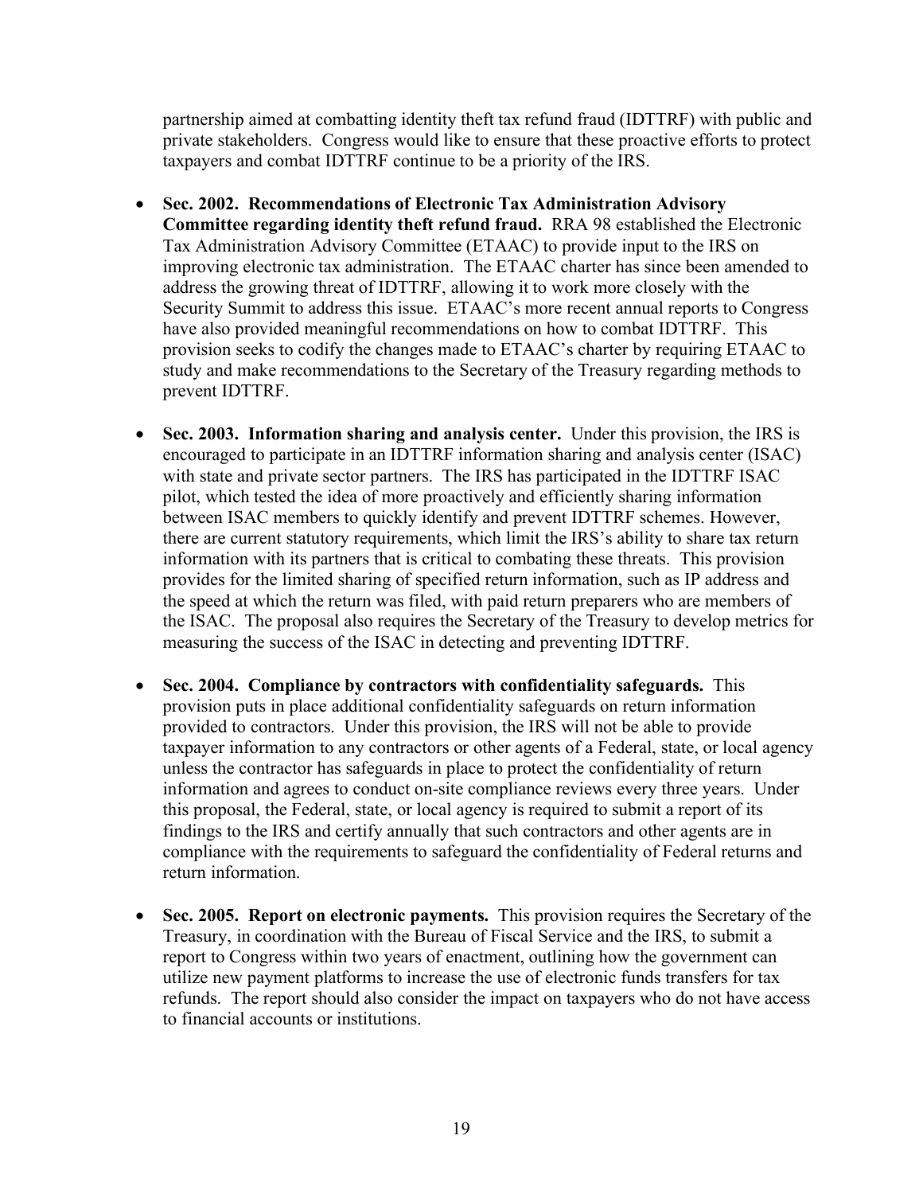partnership aimed at combatting identity theft tax refund fraud (IDTTRF) with public and private stakeholders. Congress would like to ensure that these proactive efforts to protect taxpayers and combat IDTTRF continue to be a priority of the IRS.

- **Sec. 2002. Recommendations of Electronic Tax Administration Advisory Committee regarding identity theft refund fraud.** RRA 98 established the Electronic Tax Administration Advisory Committee (ETAAC) to provide input to the IRS on improving electronic tax administration. The ETAAC charter has since been amended to address the growing threat of IDTTRF, allowing it to work more closely with the Security Summit to address this issue. ETAAC's more recent annual reports to Congress have also provided meaningful recommendations on how to combat IDTTRF. This provision seeks to codify the changes made to ETAAC's charter by requiring ETAAC to study and make recommendations to the Secretary of the Treasury regarding methods to prevent IDTTRF.

- **Sec. 2003. Information sharing and analysis center.** Under this provision, the IRS is encouraged to participate in an IDTTRF information sharing and analysis center (ISAC) with state and private sector partners. The IRS has participated in the IDTTRF ISAC pilot, which tested the idea of more proactively and efficiently sharing information between ISAC members to quickly identify and prevent IDTTRF schemes. However, there are current statutory requirements, which limit the IRS's ability to share tax return information with its partners that is critical to combating these threats. This provision provides for the limited sharing of specified return information, such as IP address and the speed at which the return was filed, with paid return preparers who are members of the ISAC. The proposal also requires the Secretary of the Treasury to develop metrics for measuring the success of the ISAC in detecting and preventing IDTTRF.

- **Sec. 2004. Compliance by contractors with confidentiality safeguards.** This provision puts in place additional confidentiality safeguards on return information provided to contractors. Under this provision, the IRS will not be able to provide taxpayer information to any contractors or other agents of a Federal, state, or local agency unless the contractor has safeguards in place to protect the confidentiality of return information and agrees to conduct on-site compliance reviews every three years. Under this proposal, the Federal, state, or local agency is required to submit a report of its findings to the IRS and certify annually that such contractors and other agents are in compliance with the requirements to safeguard the confidentiality of Federal returns and return information.

- **Sec. 2005. Report on electronic payments.** This provision requires the Secretary of the Treasury, in coordination with the Bureau of Fiscal Service and the IRS, to submit a report to Congress within two years of enactment, outlining how the government can utilize new payment platforms to increase the use of electronic funds transfers for tax refunds. The report should also consider the impact on taxpayers who do not have access to financial accounts or institutions.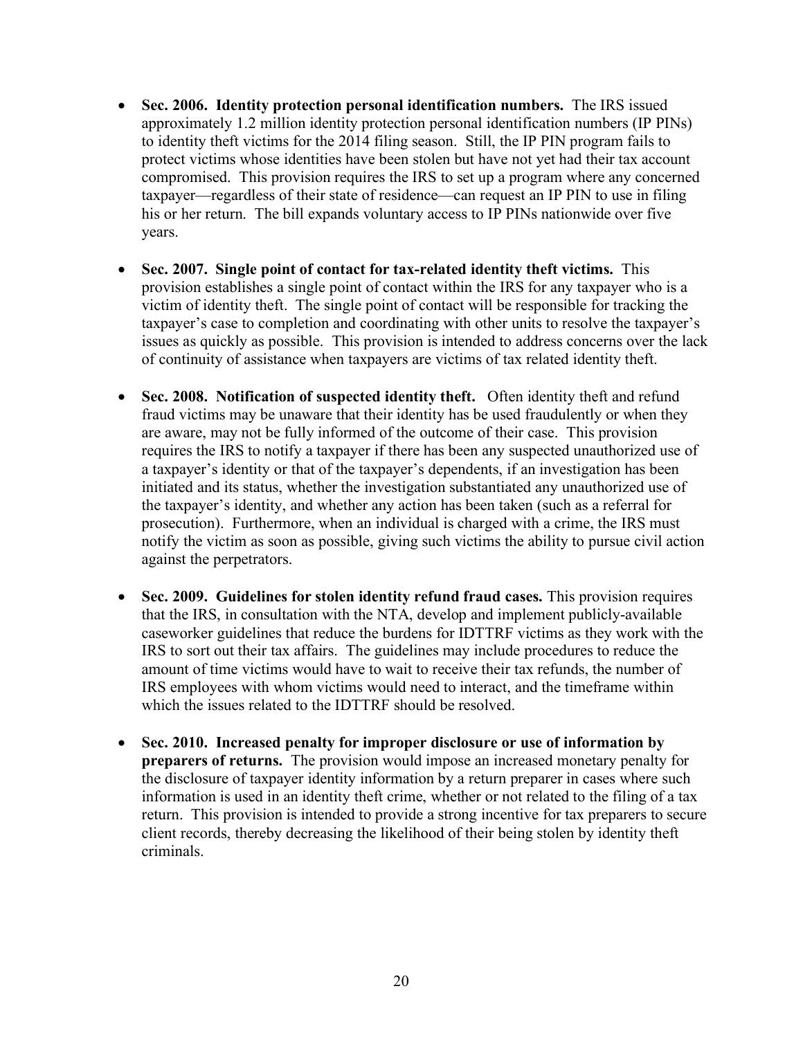- **Sec. 2006. Identity protection personal identification numbers.** The IRS issued approximately 1.2 million identity protection personal identification numbers (IP PINs) to identity theft victims for the 2014 filing season. Still, the IP PIN program fails to protect victims whose identities have been stolen but have not yet had their tax account compromised. This provision requires the IRS to set up a program where any concerned taxpayer—regardless of their state of residence—can request an IP PIN to use in filing his or her return. The bill expands voluntary access to IP PINs nationwide over five years.

- **Sec. 2007. Single point of contact for tax-related identity theft victims.** This provision establishes a single point of contact within the IRS for any taxpayer who is a victim of identity theft. The single point of contact will be responsible for tracking the taxpayer's case to completion and coordinating with other units to resolve the taxpayer's issues as quickly as possible. This provision is intended to address concerns over the lack of continuity of assistance when taxpayers are victims of tax related identity theft.

- **Sec. 2008. Notification of suspected identity theft.** Often identity theft and refund fraud victims may be unaware that their identity has be used fraudulently or when they are aware, may not be fully informed of the outcome of their case. This provision requires the IRS to notify a taxpayer if there has been any suspected unauthorized use of a taxpayer's identity or that of the taxpayer's dependents, if an investigation has been initiated and its status, whether the investigation substantiated any unauthorized use of the taxpayer's identity, and whether any action has been taken (such as a referral for prosecution). Furthermore, when an individual is charged with a crime, the IRS must notify the victim as soon as possible, giving such victims the ability to pursue civil action against the perpetrators.

- **Sec. 2009. Guidelines for stolen identity refund fraud cases.** This provision requires that the IRS, in consultation with the NTA, develop and implement publicly-available caseworker guidelines that reduce the burdens for IDTTRF victims as they work with the IRS to sort out their tax affairs. The guidelines may include procedures to reduce the amount of time victims would have to wait to receive their tax refunds, the number of IRS employees with whom victims would need to interact, and the timeframe within which the issues related to the IDTTRF should be resolved.

- **Sec. 2010. Increased penalty for improper disclosure or use of information by preparers of returns.** The provision would impose an increased monetary penalty for the disclosure of taxpayer identity information by a return preparer in cases where such information is used in an identity theft crime, whether or not related to the filing of a tax return. This provision is intended to provide a strong incentive for tax preparers to secure client records, thereby decreasing the likelihood of their being stolen by identity theft criminals.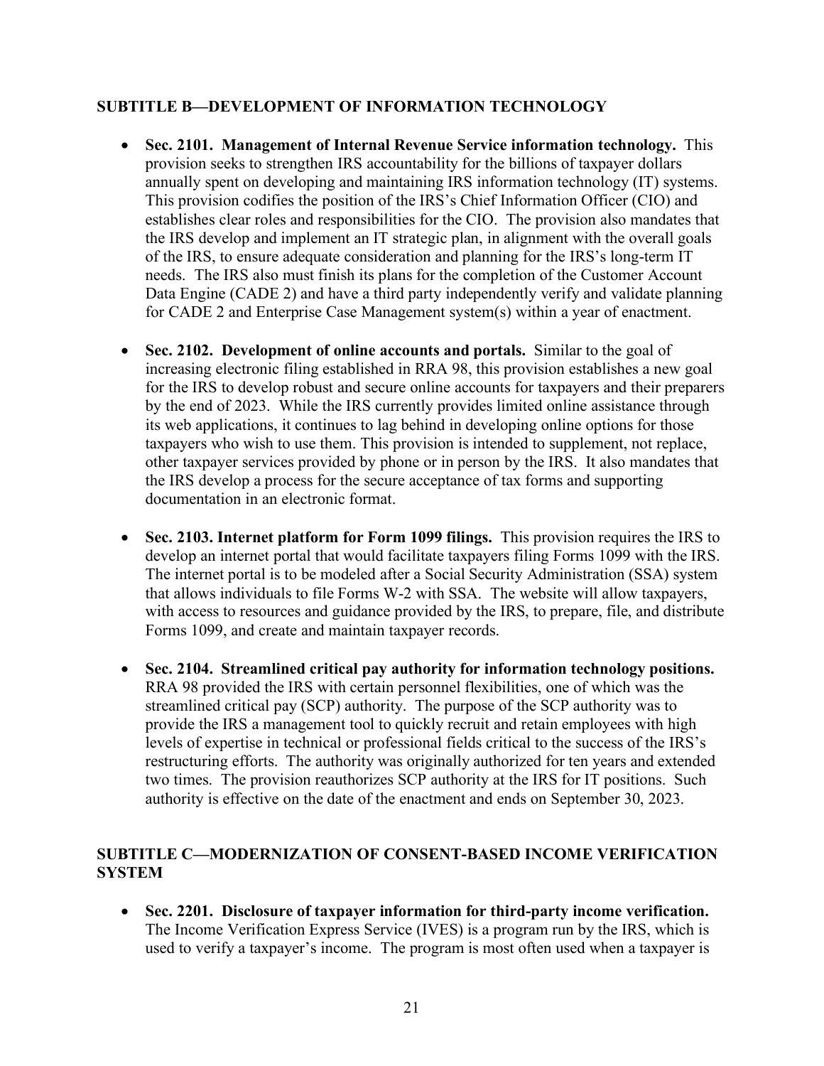## SUBTITLE B—DEVELOPMENT OF INFORMATION TECHNOLOGY

- **Sec. 2101. Management of Internal Revenue Service information technology.** This provision seeks to strengthen IRS accountability for the billions of taxpayer dollars annually spent on developing and maintaining IRS information technology (IT) systems. This provision codifies the position of the IRS's Chief Information Officer (CIO) and establishes clear roles and responsibilities for the CIO. The provision also mandates that the IRS develop and implement an IT strategic plan, in alignment with the overall goals of the IRS, to ensure adequate consideration and planning for the IRS's long-term IT needs. The IRS also must finish its plans for the completion of the Customer Account Data Engine (CADE 2) and have a third party independently verify and validate planning for CADE 2 and Enterprise Case Management system(s) within a year of enactment.

- **Sec. 2102. Development of online accounts and portals.** Similar to the goal of increasing electronic filing established in RRA 98, this provision establishes a new goal for the IRS to develop robust and secure online accounts for taxpayers and their preparers by the end of 2023. While the IRS currently provides limited online assistance through its web applications, it continues to lag behind in developing online options for those taxpayers who wish to use them. This provision is intended to supplement, not replace, other taxpayer services provided by phone or in person by the IRS. It also mandates that the IRS develop a process for the secure acceptance of tax forms and supporting documentation in an electronic format.

- **Sec. 2103. Internet platform for Form 1099 filings.** This provision requires the IRS to develop an internet portal that would facilitate taxpayers filing Forms 1099 with the IRS. The internet portal is to be modeled after a Social Security Administration (SSA) system that allows individuals to file Forms W-2 with SSA. The website will allow taxpayers, with access to resources and guidance provided by the IRS, to prepare, file, and distribute Forms 1099, and create and maintain taxpayer records.

- **Sec. 2104. Streamlined critical pay authority for information technology positions.** RRA 98 provided the IRS with certain personnel flexibilities, one of which was the streamlined critical pay (SCP) authority. The purpose of the SCP authority was to provide the IRS a management tool to quickly recruit and retain employees with high levels of expertise in technical or professional fields critical to the success of the IRS's restructuring efforts. The authority was originally authorized for ten years and extended two times. The provision reauthorizes SCP authority at the IRS for IT positions. Such authority is effective on the date of the enactment and ends on September 30, 2023.

## SUBTITLE C—MODERNIZATION OF CONSENT-BASED INCOME VERIFICATION SYSTEM

- **Sec. 2201. Disclosure of taxpayer information for third-party income verification.** The Income Verification Express Service (IVES) is a program run by the IRS, which is used to verify a taxpayer's income. The program is most often used when a taxpayer is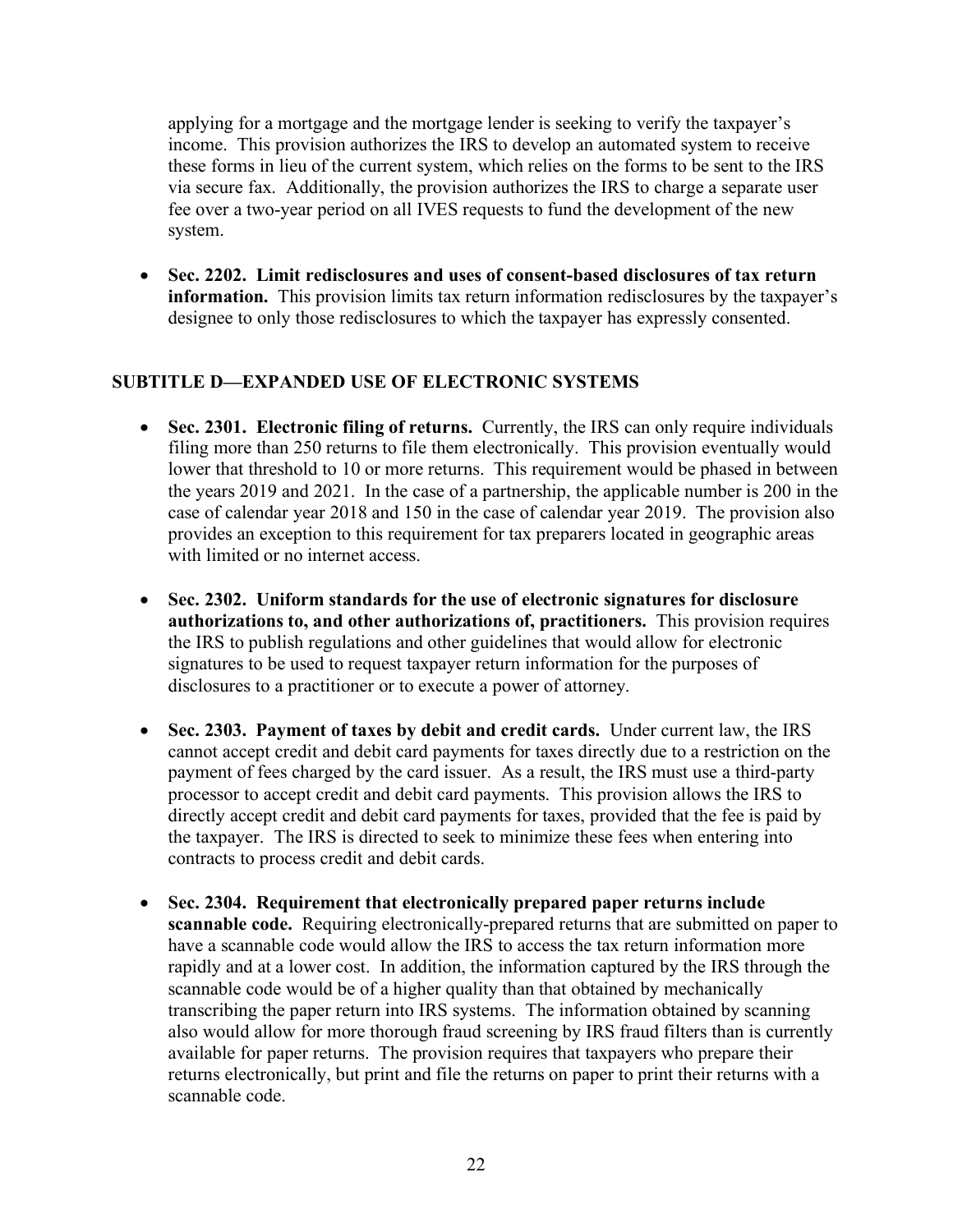applying for a mortgage and the mortgage lender is seeking to verify the taxpayer's income. This provision authorizes the IRS to develop an automated system to receive these forms in lieu of the current system, which relies on the forms to be sent to the IRS via secure fax. Additionally, the provision authorizes the IRS to charge a separate user fee over a two-year period on all IVES requests to fund the development of the new system.

- **Sec. 2202. Limit redisclosures and uses of consent-based disclosures of tax return information.** This provision limits tax return information redisclosures by the taxpayer's designee to only those redisclosures to which the taxpayer has expressly consented.

## SUBTITLE D—EXPANDED USE OF ELECTRONIC SYSTEMS

- **Sec. 2301. Electronic filing of returns.** Currently, the IRS can only require individuals filing more than 250 returns to file them electronically. This provision eventually would lower that threshold to 10 or more returns. This requirement would be phased in between the years 2019 and 2021. In the case of a partnership, the applicable number is 200 in the case of calendar year 2018 and 150 in the case of calendar year 2019. The provision also provides an exception to this requirement for tax preparers located in geographic areas with limited or no internet access.

- **Sec. 2302. Uniform standards for the use of electronic signatures for disclosure authorizations to, and other authorizations of, practitioners.** This provision requires the IRS to publish regulations and other guidelines that would allow for electronic signatures to be used to request taxpayer return information for the purposes of disclosures to a practitioner or to execute a power of attorney.

- **Sec. 2303. Payment of taxes by debit and credit cards.** Under current law, the IRS cannot accept credit and debit card payments for taxes directly due to a restriction on the payment of fees charged by the card issuer. As a result, the IRS must use a third-party processor to accept credit and debit card payments. This provision allows the IRS to directly accept credit and debit card payments for taxes, provided that the fee is paid by the taxpayer. The IRS is directed to seek to minimize these fees when entering into contracts to process credit and debit cards.

- **Sec. 2304. Requirement that electronically prepared paper returns include scannable code.** Requiring electronically-prepared returns that are submitted on paper to have a scannable code would allow the IRS to access the tax return information more rapidly and at a lower cost. In addition, the information captured by the IRS through the scannable code would be of a higher quality than that obtained by mechanically transcribing the paper return into IRS systems. The information obtained by scanning also would allow for more thorough fraud screening by IRS fraud filters than is currently available for paper returns. The provision requires that taxpayers who prepare their returns electronically, but print and file the returns on paper to print their returns with a scannable code.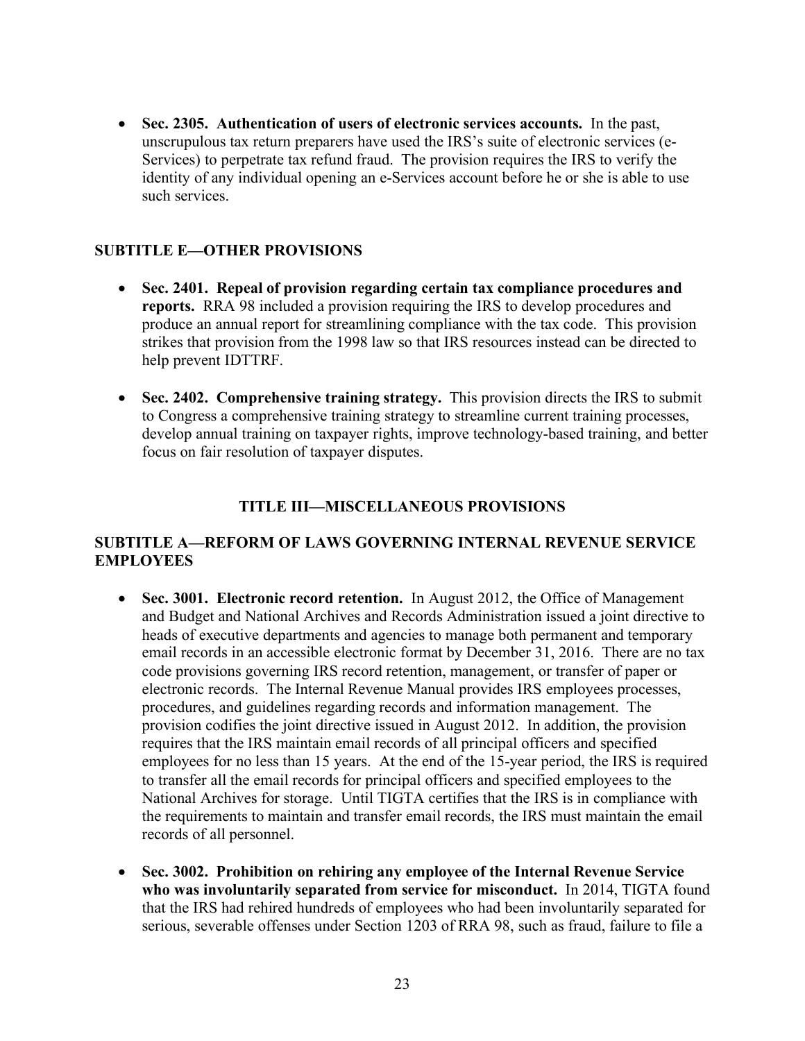- **Sec. 2305. Authentication of users of electronic services accounts.** In the past, unscrupulous tax return preparers have used the IRS's suite of electronic services (e-Services) to perpetrate tax refund fraud. The provision requires the IRS to verify the identity of any individual opening an e-Services account before he or she is able to use such services.

## SUBTITLE E—OTHER PROVISIONS

- **Sec. 2401. Repeal of provision regarding certain tax compliance procedures and reports.** RRA 98 included a provision requiring the IRS to develop procedures and produce an annual report for streamlining compliance with the tax code. This provision strikes that provision from the 1998 law so that IRS resources instead can be directed to help prevent IDTTRF.

- **Sec. 2402. Comprehensive training strategy.** This provision directs the IRS to submit to Congress a comprehensive training strategy to streamline current training processes, develop annual training on taxpayer rights, improve technology-based training, and better focus on fair resolution of taxpayer disputes.

# TITLE III—MISCELLANEOUS PROVISIONS

## SUBTITLE A—REFORM OF LAWS GOVERNING INTERNAL REVENUE SERVICE EMPLOYEES

- **Sec. 3001. Electronic record retention.** In August 2012, the Office of Management and Budget and National Archives and Records Administration issued a joint directive to heads of executive departments and agencies to manage both permanent and temporary email records in an accessible electronic format by December 31, 2016. There are no tax code provisions governing IRS record retention, management, or transfer of paper or electronic records. The Internal Revenue Manual provides IRS employees processes, procedures, and guidelines regarding records and information management. The provision codifies the joint directive issued in August 2012. In addition, the provision requires that the IRS maintain email records of all principal officers and specified employees for no less than 15 years. At the end of the 15-year period, the IRS is required to transfer all the email records for principal officers and specified employees to the National Archives for storage. Until TIGTA certifies that the IRS is in compliance with the requirements to maintain and transfer email records, the IRS must maintain the email records of all personnel.

- **Sec. 3002. Prohibition on rehiring any employee of the Internal Revenue Service who was involuntarily separated from service for misconduct.** In 2014, TIGTA found that the IRS had rehired hundreds of employees who had been involuntarily separated for serious, severable offenses under Section 1203 of RRA 98, such as fraud, failure to file a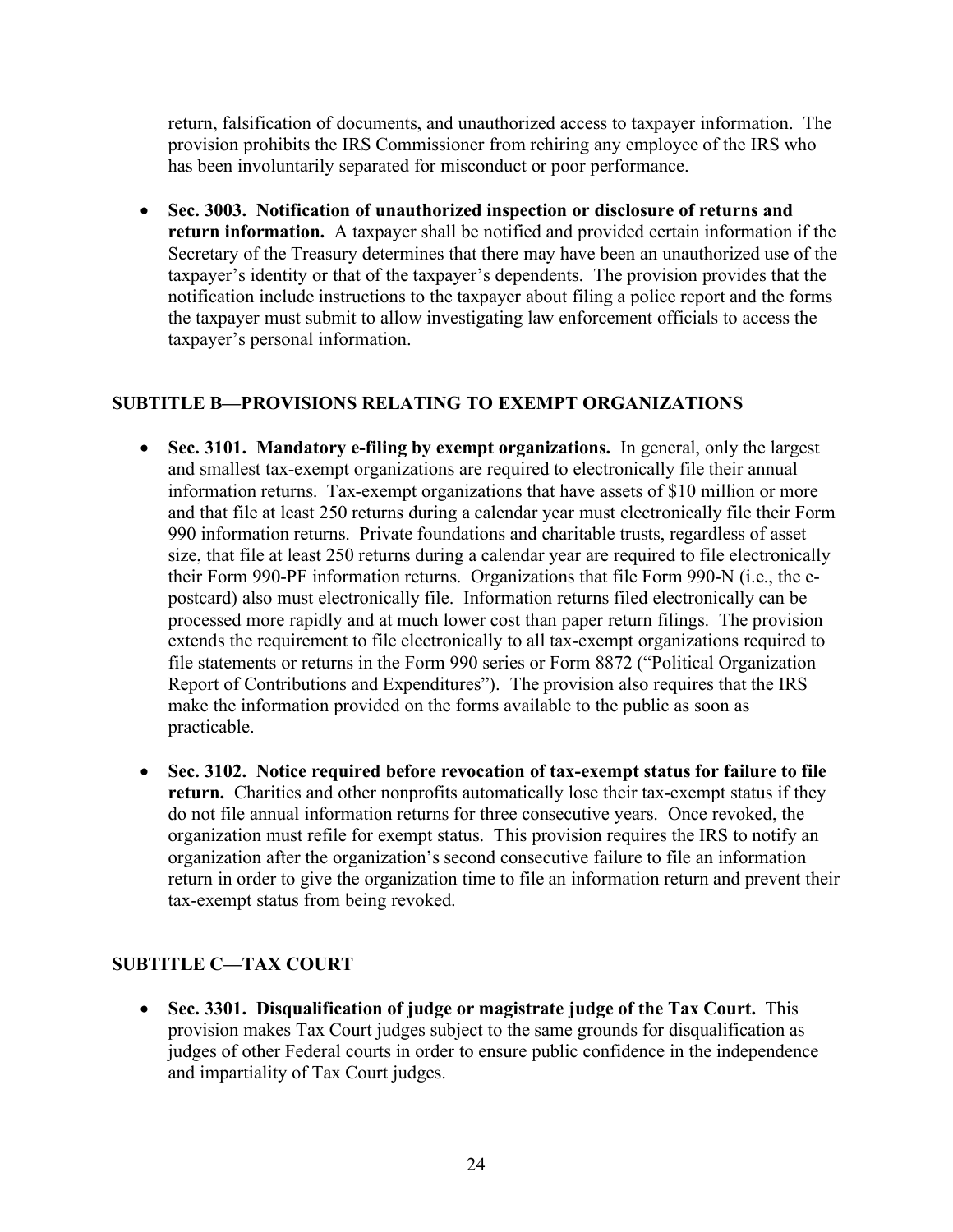return, falsification of documents, and unauthorized access to taxpayer information. The provision prohibits the IRS Commissioner from rehiring any employee of the IRS who has been involuntarily separated for misconduct or poor performance.

- **Sec. 3003. Notification of unauthorized inspection or disclosure of returns and return information.** A taxpayer shall be notified and provided certain information if the Secretary of the Treasury determines that there may have been an unauthorized use of the taxpayer's identity or that of the taxpayer's dependents. The provision provides that the notification include instructions to the taxpayer about filing a police report and the forms the taxpayer must submit to allow investigating law enforcement officials to access the taxpayer's personal information.

## SUBTITLE B—PROVISIONS RELATING TO EXEMPT ORGANIZATIONS

- **Sec. 3101. Mandatory e-filing by exempt organizations.** In general, only the largest and smallest tax-exempt organizations are required to electronically file their annual information returns. Tax-exempt organizations that have assets of $10 million or more and that file at least 250 returns during a calendar year must electronically file their Form 990 information returns. Private foundations and charitable trusts, regardless of asset size, that file at least 250 returns during a calendar year are required to file electronically their Form 990-PF information returns. Organizations that file Form 990-N (i.e., the e-postcard) also must electronically file. Information returns filed electronically can be processed more rapidly and at much lower cost than paper return filings. The provision extends the requirement to file electronically to all tax-exempt organizations required to file statements or returns in the Form 990 series or Form 8872 ("Political Organization Report of Contributions and Expenditures"). The provision also requires that the IRS make the information provided on the forms available to the public as soon as practicable.

- **Sec. 3102. Notice required before revocation of tax-exempt status for failure to file return.** Charities and other nonprofits automatically lose their tax-exempt status if they do not file annual information returns for three consecutive years. Once revoked, the organization must refile for exempt status. This provision requires the IRS to notify an organization after the organization's second consecutive failure to file an information return in order to give the organization time to file an information return and prevent their tax-exempt status from being revoked.

## SUBTITLE C—TAX COURT

- **Sec. 3301. Disqualification of judge or magistrate judge of the Tax Court.** This provision makes Tax Court judges subject to the same grounds for disqualification as judges of other Federal courts in order to ensure public confidence in the independence and impartiality of Tax Court judges.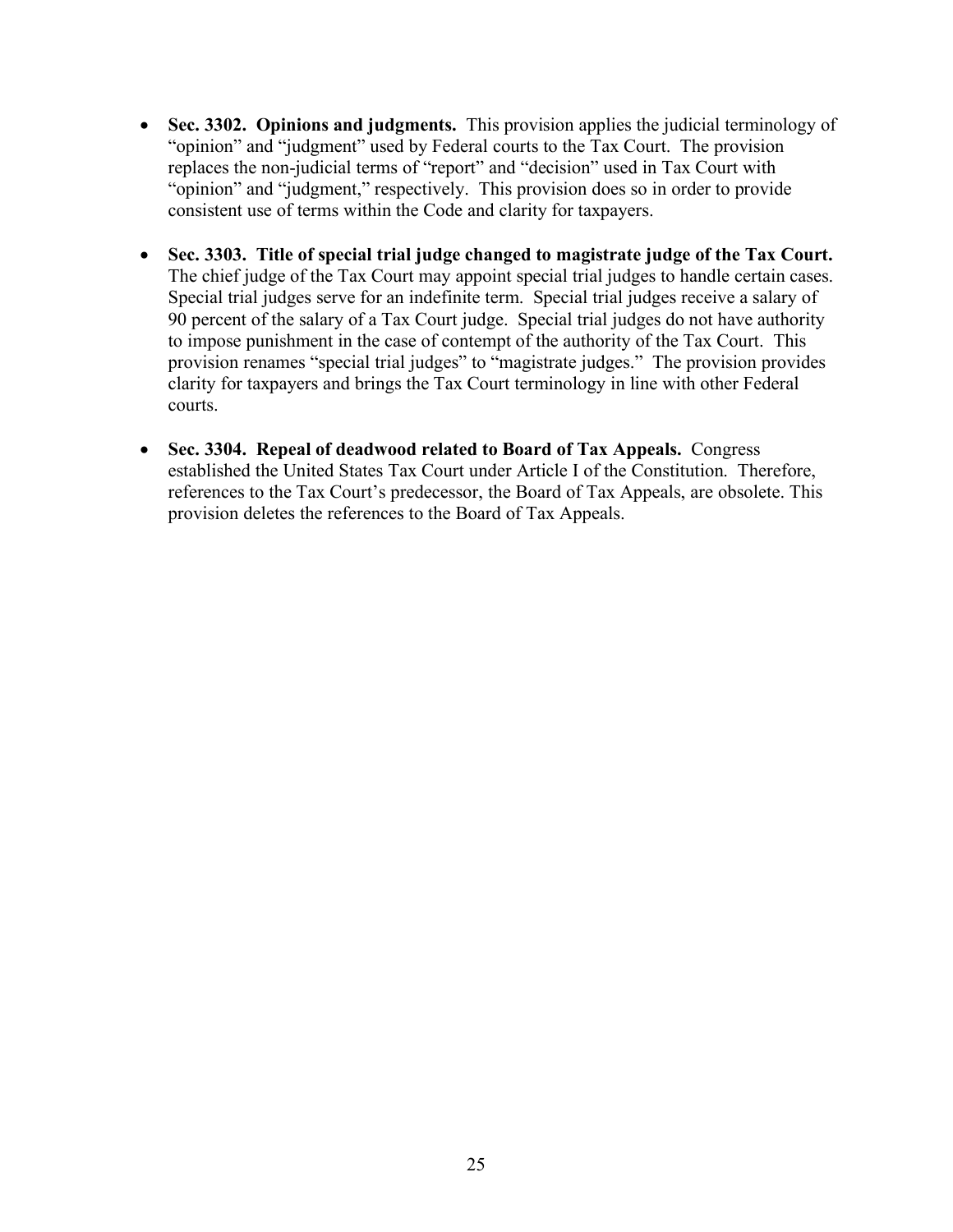- **Sec. 3302. Opinions and judgments.** This provision applies the judicial terminology of "opinion" and "judgment" used by Federal courts to the Tax Court. The provision replaces the non-judicial terms of "report" and "decision" used in Tax Court with "opinion" and "judgment," respectively. This provision does so in order to provide consistent use of terms within the Code and clarity for taxpayers.

- **Sec. 3303. Title of special trial judge changed to magistrate judge of the Tax Court.** The chief judge of the Tax Court may appoint special trial judges to handle certain cases. Special trial judges serve for an indefinite term. Special trial judges receive a salary of 90 percent of the salary of a Tax Court judge. Special trial judges do not have authority to impose punishment in the case of contempt of the authority of the Tax Court. This provision renames "special trial judges" to "magistrate judges." The provision provides clarity for taxpayers and brings the Tax Court terminology in line with other Federal courts.

- **Sec. 3304. Repeal of deadwood related to Board of Tax Appeals.** Congress established the United States Tax Court under Article I of the Constitution. Therefore, references to the Tax Court's predecessor, the Board of Tax Appeals, are obsolete. This provision deletes the references to the Board of Tax Appeals.